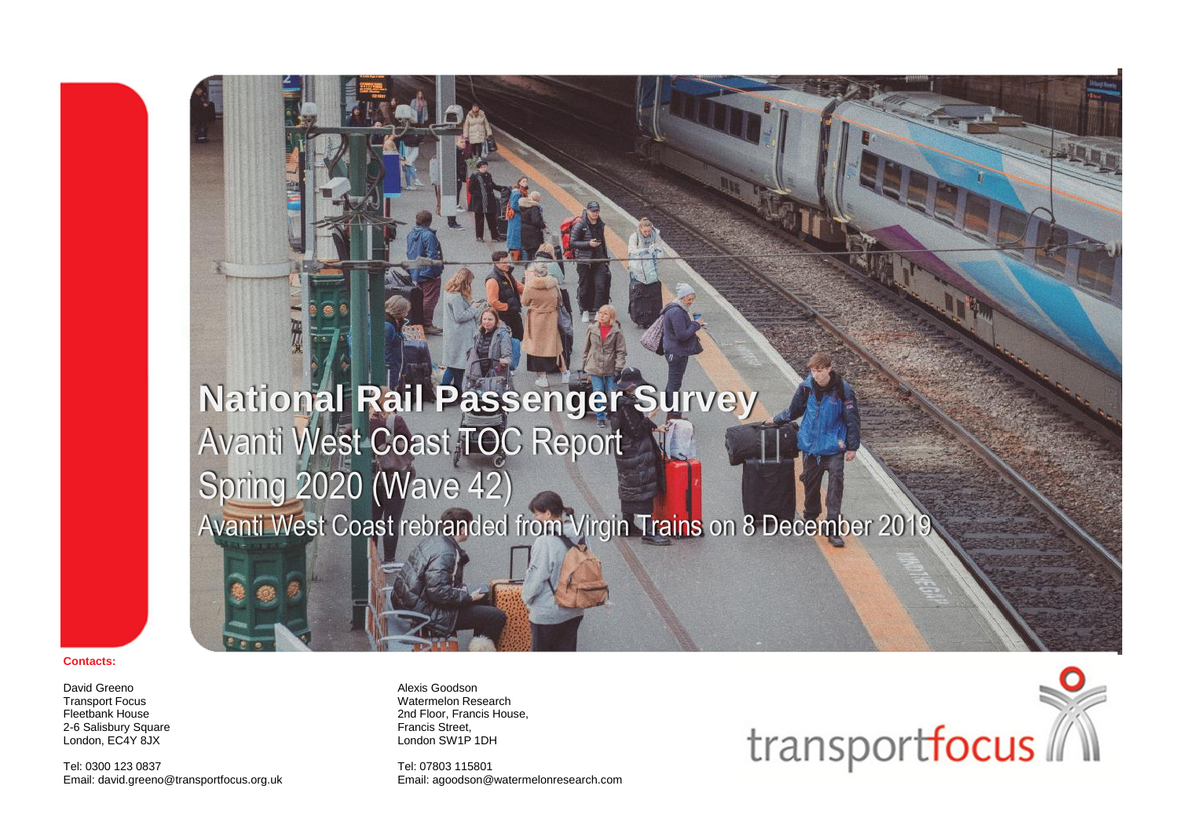# National Rail Passenger Survey

## Avanti West Coast TOC Report

## Spring 2020 (Wave 42)

Avanti West Coast rebranded from Virgin Trains on 8 December 2019

**Contacts:**

David Greeno
Transport Focus
Fleetbank House
2-6 Salisbury Square
London, EC4Y 8JX

Tel: 0300 123 0837
Email: david.greeno@transportfocus.org.uk

Alexis Goodson
Watermelon Research
2nd Floor, Francis House,
Francis Street,
London SW1P 1DH

Tel: 07803 115801
Email: agoodson@watermelonresearch.com

transportfocus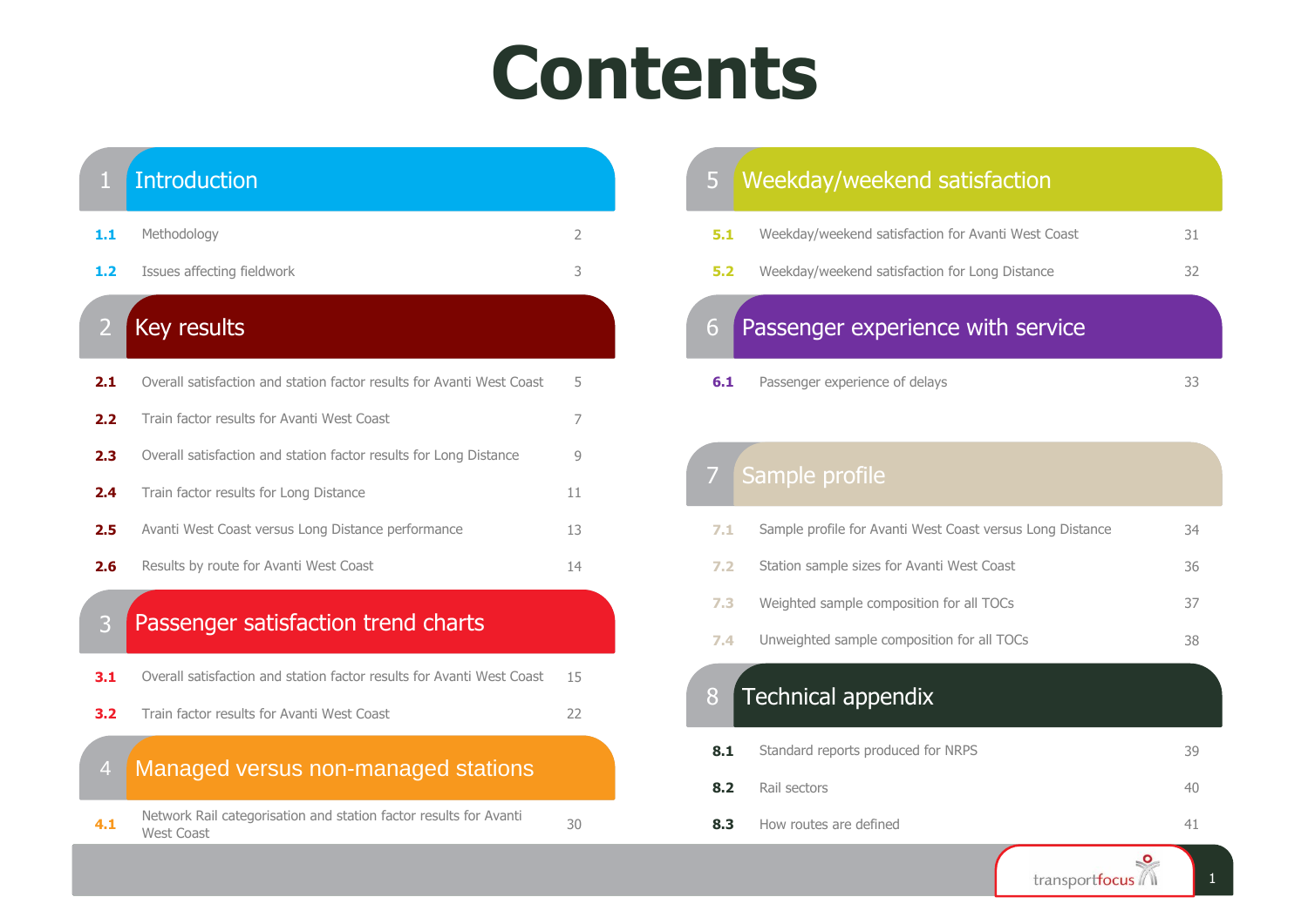# Contents

## 1 Introduction

| | | |
|---|---|---|
| 1.1 | Methodology | 2 |
| 1.2 | Issues affecting fieldwork | 3 |

## 2 Key results

| | | |
|---|---|---|
| 2.1 | Overall satisfaction and station factor results for Avanti West Coast | 5 |
| 2.2 | Train factor results for Avanti West Coast | 7 |
| 2.3 | Overall satisfaction and station factor results for Long Distance | 9 |
| 2.4 | Train factor results for Long Distance | 11 |
| 2.5 | Avanti West Coast versus Long Distance performance | 13 |
| 2.6 | Results by route for Avanti West Coast | 14 |

## 3 Passenger satisfaction trend charts

| | | |
|---|---|---|
| 3.1 | Overall satisfaction and station factor results for Avanti West Coast | 15 |
| 3.2 | Train factor results for Avanti West Coast | 22 |

## 4 Managed versus non-managed stations

| | | |
|---|---|---|
| 4.1 | Network Rail categorisation and station factor results for Avanti West Coast | 30 |

## 5 Weekday/weekend satisfaction

| | | |
|---|---|---|
| 5.1 | Weekday/weekend satisfaction for Avanti West Coast | 31 |
| 5.2 | Weekday/weekend satisfaction for Long Distance | 32 |

## 6 Passenger experience with service

| | | |
|---|---|---|
| 6.1 | Passenger experience of delays | 33 |

## 7 Sample profile

| | | |
|---|---|---|
| 7.1 | Sample profile for Avanti West Coast versus Long Distance | 34 |
| 7.2 | Station sample sizes for Avanti West Coast | 36 |
| 7.3 | Weighted sample composition for all TOCs | 37 |
| 7.4 | Unweighted sample composition for all TOCs | 38 |

## 8 Technical appendix

| | | |
|---|---|---|
| 8.1 | Standard reports produced for NRPS | 39 |
| 8.2 | Rail sectors | 40 |
| 8.3 | How routes are defined | 41 |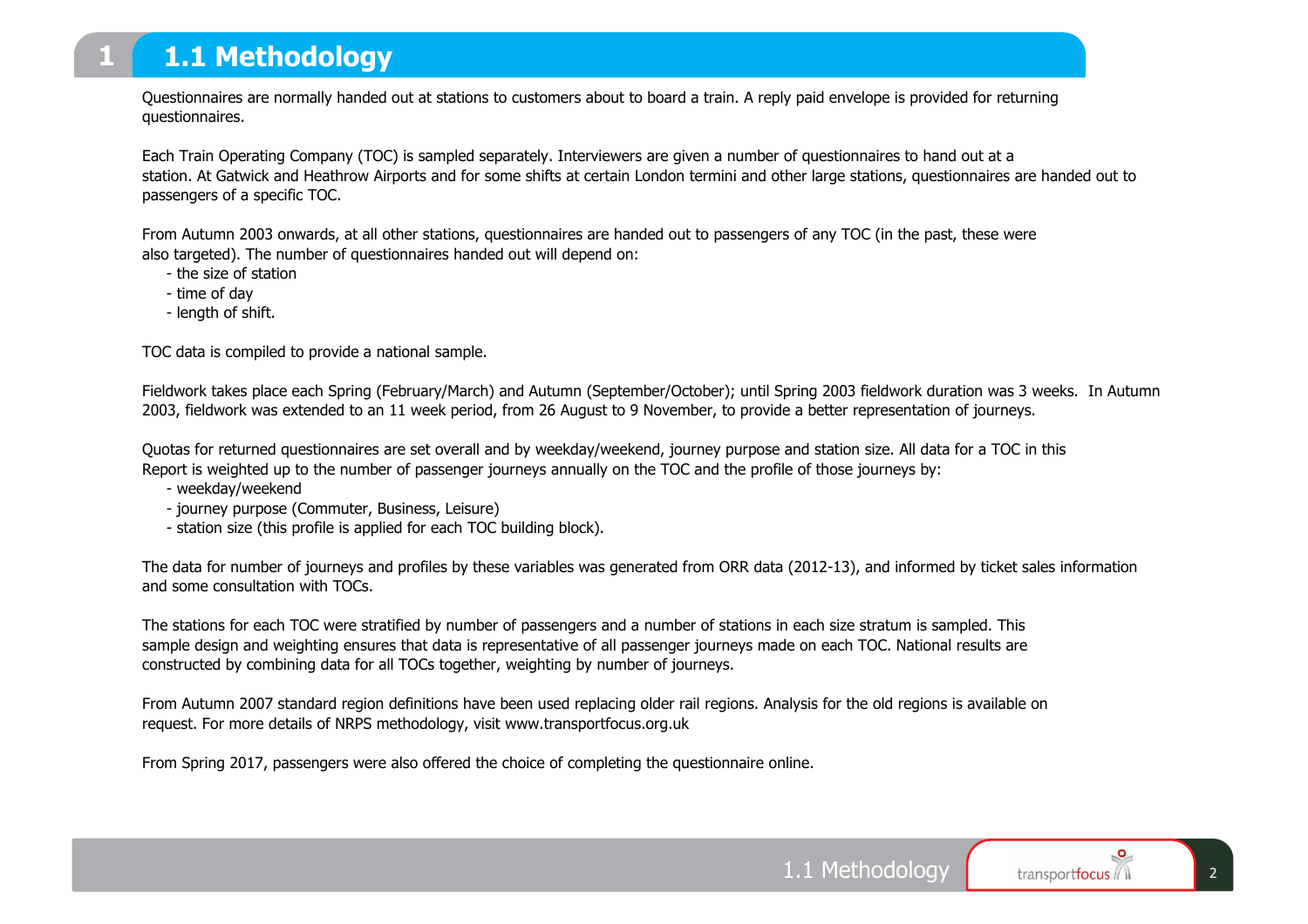# 1.1 Methodology

Questionnaires are normally handed out at stations to customers about to board a train. A reply paid envelope is provided for returning questionnaires.

Each Train Operating Company (TOC) is sampled separately. Interviewers are given a number of questionnaires to hand out at a station. At Gatwick and Heathrow Airports and for some shifts at certain London termini and other large stations, questionnaires are handed out to passengers of a specific TOC.

From Autumn 2003 onwards, at all other stations, questionnaires are handed out to passengers of any TOC (in the past, these were also targeted). The number of questionnaires handed out will depend on:

- the size of station
- time of day
- length of shift.

TOC data is compiled to provide a national sample.

Fieldwork takes place each Spring (February/March) and Autumn (September/October); until Spring 2003 fieldwork duration was 3 weeks. In Autumn 2003, fieldwork was extended to an 11 week period, from 26 August to 9 November, to provide a better representation of journeys.

Quotas for returned questionnaires are set overall and by weekday/weekend, journey purpose and station size. All data for a TOC in this Report is weighted up to the number of passenger journeys annually on the TOC and the profile of those journeys by:

- weekday/weekend
- journey purpose (Commuter, Business, Leisure)
- station size (this profile is applied for each TOC building block).

The data for number of journeys and profiles by these variables was generated from ORR data (2012-13), and informed by ticket sales information and some consultation with TOCs.

The stations for each TOC were stratified by number of passengers and a number of stations in each size stratum is sampled. This sample design and weighting ensures that data is representative of all passenger journeys made on each TOC. National results are constructed by combining data for all TOCs together, weighting by number of journeys.

From Autumn 2007 standard region definitions have been used replacing older rail regions. Analysis for the old regions is available on request. For more details of NRPS methodology, visit www.transportfocus.org.uk

From Spring 2017, passengers were also offered the choice of completing the questionnaire online.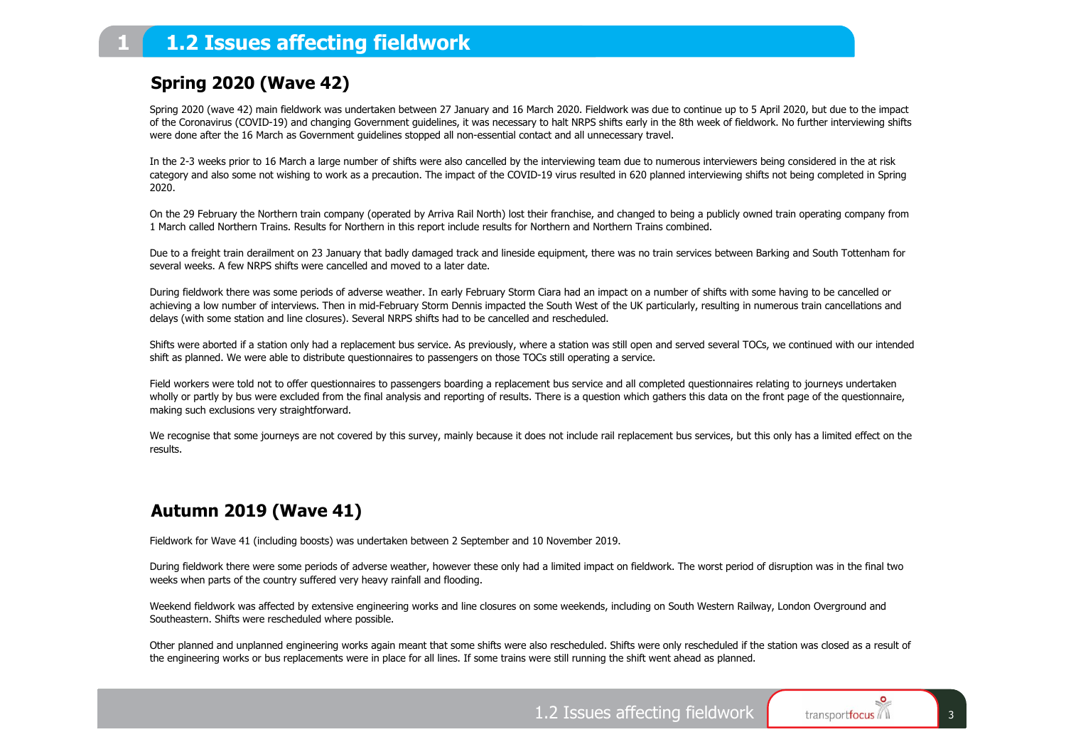# 1.2 Issues affecting fieldwork

## Spring 2020 (Wave 42)

Spring 2020 (wave 42) main fieldwork was undertaken between 27 January and 16 March 2020. Fieldwork was due to continue up to 5 April 2020, but due to the impact of the Coronavirus (COVID-19) and changing Government guidelines, it was necessary to halt NRPS shifts early in the 8th week of fieldwork. No further interviewing shifts were done after the 16 March as Government guidelines stopped all non-essential contact and all unnecessary travel.

In the 2-3 weeks prior to 16 March a large number of shifts were also cancelled by the interviewing team due to numerous interviewers being considered in the at risk category and also some not wishing to work as a precaution. The impact of the COVID-19 virus resulted in 620 planned interviewing shifts not being completed in Spring 2020.

On the 29 February the Northern train company (operated by Arriva Rail North) lost their franchise, and changed to being a publicly owned train operating company from 1 March called Northern Trains. Results for Northern in this report include results for Northern and Northern Trains combined.

Due to a freight train derailment on 23 January that badly damaged track and lineside equipment, there was no train services between Barking and South Tottenham for several weeks. A few NRPS shifts were cancelled and moved to a later date.

During fieldwork there was some periods of adverse weather. In early February Storm Ciara had an impact on a number of shifts with some having to be cancelled or achieving a low number of interviews. Then in mid-February Storm Dennis impacted the South West of the UK particularly, resulting in numerous train cancellations and delays (with some station and line closures). Several NRPS shifts had to be cancelled and rescheduled.

Shifts were aborted if a station only had a replacement bus service. As previously, where a station was still open and served several TOCs, we continued with our intended shift as planned. We were able to distribute questionnaires to passengers on those TOCs still operating a service.

Field workers were told not to offer questionnaires to passengers boarding a replacement bus service and all completed questionnaires relating to journeys undertaken wholly or partly by bus were excluded from the final analysis and reporting of results. There is a question which gathers this data on the front page of the questionnaire, making such exclusions very straightforward.

We recognise that some journeys are not covered by this survey, mainly because it does not include rail replacement bus services, but this only has a limited effect on the results.

## Autumn 2019 (Wave 41)

Fieldwork for Wave 41 (including boosts) was undertaken between 2 September and 10 November 2019.

During fieldwork there were some periods of adverse weather, however these only had a limited impact on fieldwork. The worst period of disruption was in the final two weeks when parts of the country suffered very heavy rainfall and flooding.

Weekend fieldwork was affected by extensive engineering works and line closures on some weekends, including on South Western Railway, London Overground and Southeastern. Shifts were rescheduled where possible.

Other planned and unplanned engineering works again meant that some shifts were also rescheduled. Shifts were only rescheduled if the station was closed as a result of the engineering works or bus replacements were in place for all lines. If some trains were still running the shift went ahead as planned.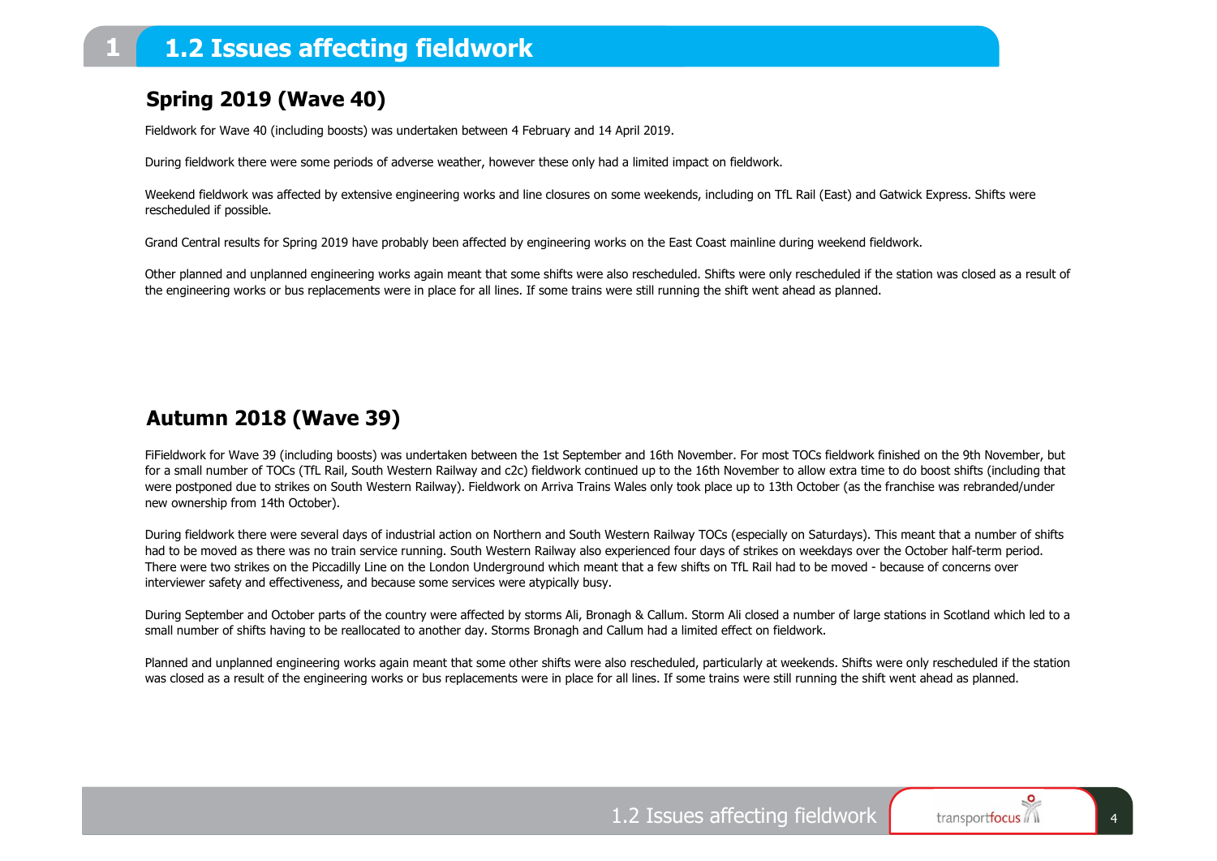# 1.2 Issues affecting fieldwork

## Spring 2019 (Wave 40)

Fieldwork for Wave 40 (including boosts) was undertaken between 4 February and 14 April 2019.

During fieldwork there were some periods of adverse weather, however these only had a limited impact on fieldwork.

Weekend fieldwork was affected by extensive engineering works and line closures on some weekends, including on TfL Rail (East) and Gatwick Express. Shifts were rescheduled if possible.

Grand Central results for Spring 2019 have probably been affected by engineering works on the East Coast mainline during weekend fieldwork.

Other planned and unplanned engineering works again meant that some shifts were also rescheduled. Shifts were only rescheduled if the station was closed as a result of the engineering works or bus replacements were in place for all lines. If some trains were still running the shift went ahead as planned.

## Autumn 2018 (Wave 39)

FiFieldwork for Wave 39 (including boosts) was undertaken between the 1st September and 16th November. For most TOCs fieldwork finished on the 9th November, but for a small number of TOCs (TfL Rail, South Western Railway and c2c) fieldwork continued up to the 16th November to allow extra time to do boost shifts (including that were postponed due to strikes on South Western Railway). Fieldwork on Arriva Trains Wales only took place up to 13th October (as the franchise was rebranded/under new ownership from 14th October).

During fieldwork there were several days of industrial action on Northern and South Western Railway TOCs (especially on Saturdays). This meant that a number of shifts had to be moved as there was no train service running. South Western Railway also experienced four days of strikes on weekdays over the October half-term period. There were two strikes on the Piccadilly Line on the London Underground which meant that a few shifts on TfL Rail had to be moved - because of concerns over interviewer safety and effectiveness, and because some services were atypically busy.

During September and October parts of the country were affected by storms Ali, Bronagh & Callum. Storm Ali closed a number of large stations in Scotland which led to a small number of shifts having to be reallocated to another day. Storms Bronagh and Callum had a limited effect on fieldwork.

Planned and unplanned engineering works again meant that some other shifts were also rescheduled, particularly at weekends. Shifts were only rescheduled if the station was closed as a result of the engineering works or bus replacements were in place for all lines. If some trains were still running the shift went ahead as planned.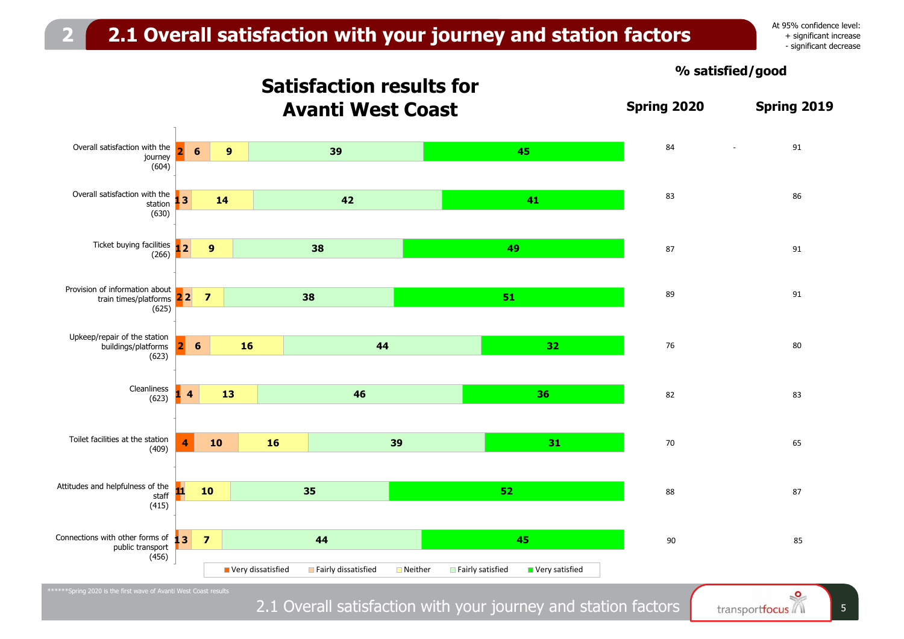## 2.1 Overall satisfaction with your journey and station factors

At 95% confidence level:
+ significant increase
- significant decrease

### Satisfaction results for Avanti West Coast

| Factor | Very dissatisfied | Fairly dissatisfied | Neither | Fairly satisfied | Very satisfied | % satisfied/good Spring 2020 | | Spring 2019 |
|---|---|---|---|---|---|---|---|---|
| Overall satisfaction with the journey (604) | 2 | 6 | 9 | 39 | 45 | 84 | - | 91 |
| Overall satisfaction with the station (630) | 1 | 3 | 14 | 42 | 41 | 83 | | 86 |
| Ticket buying facilities (266) | 1 | 2 | 9 | 38 | 49 | 87 | | 91 |
| Provision of information about train times/platforms (625) | 2 | 2 | 7 | 38 | 51 | 89 | | 91 |
| Upkeep/repair of the station buildings/platforms (623) | 2 | 6 | 16 | 44 | 32 | 76 | | 80 |
| Cleanliness (623) | 1 | 4 | 13 | 46 | 36 | 82 | | 83 |
| Toilet facilities at the station (409) | 4 | 10 | 16 | 39 | 31 | 70 | | 65 |
| Attitudes and helpfulness of the staff (415) | 1 | 1 | 10 | 35 | 52 | 88 | | 87 |
| Connections with other forms of public transport (456) | 1 | 3 | 7 | 44 | 45 | 90 | | 85 |

******Spring 2020 is the first wave of Avanti West Coast results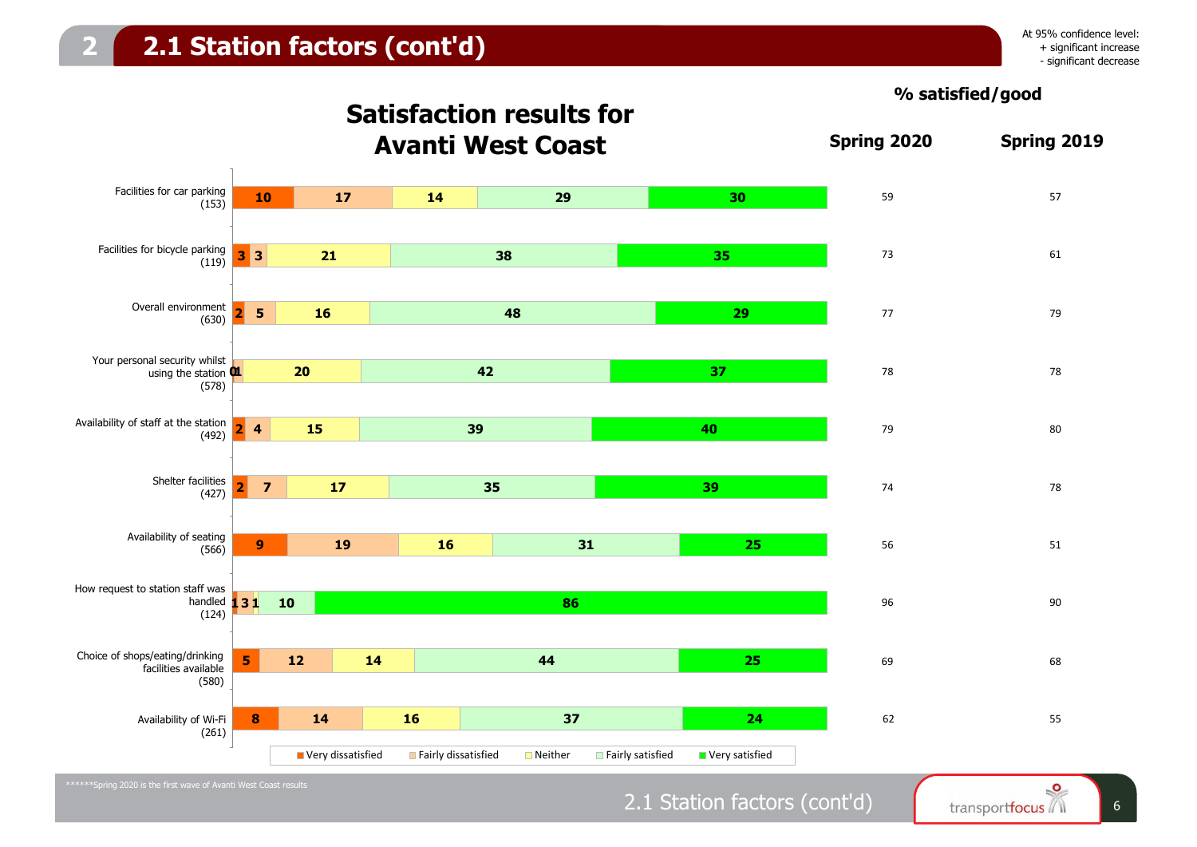## 2.1 Station factors (cont'd)

At 95% confidence level:
+ significant increase
- significant decrease

### Satisfaction results for Avanti West Coast

| Factor (base) | Very dissatisfied | Fairly dissatisfied | Neither | Fairly satisfied | Very satisfied | % satisfied/good Spring 2020 | % satisfied/good Spring 2019 |
|---|---|---|---|---|---|---|---|
| Facilities for car parking (153) | 10 | 17 | 14 | 29 | 30 | 59 | 57 |
| Facilities for bicycle parking (119) | 3 | 3 | 21 | 38 | 35 | 73 | 61 |
| Overall environment (630) | 2 | 5 | 16 | 48 | 29 | 77 | 79 |
| Your personal security whilst using the station (578) | 0 | 1 | 20 | 42 | 37 | 78 | 78 |
| Availability of staff at the station (492) | 2 | 4 | 15 | 39 | 40 | 79 | 80 |
| Shelter facilities (427) | 2 | 7 | 17 | 35 | 39 | 74 | 78 |
| Availability of seating (566) | 9 | 19 | 16 | 31 | 25 | 56 | 51 |
| How request to station staff was handled (124) | 1 | 3 | 1 | 10 | 86 | 96 | 90 |
| Choice of shops/eating/drinking facilities available (580) | 5 | 12 | 14 | 44 | 25 | 69 | 68 |
| Availability of Wi-Fi (261) | 8 | 14 | 16 | 37 | 24 | 62 | 55 |

******Spring 2020 is the first wave of Avanti West Coast results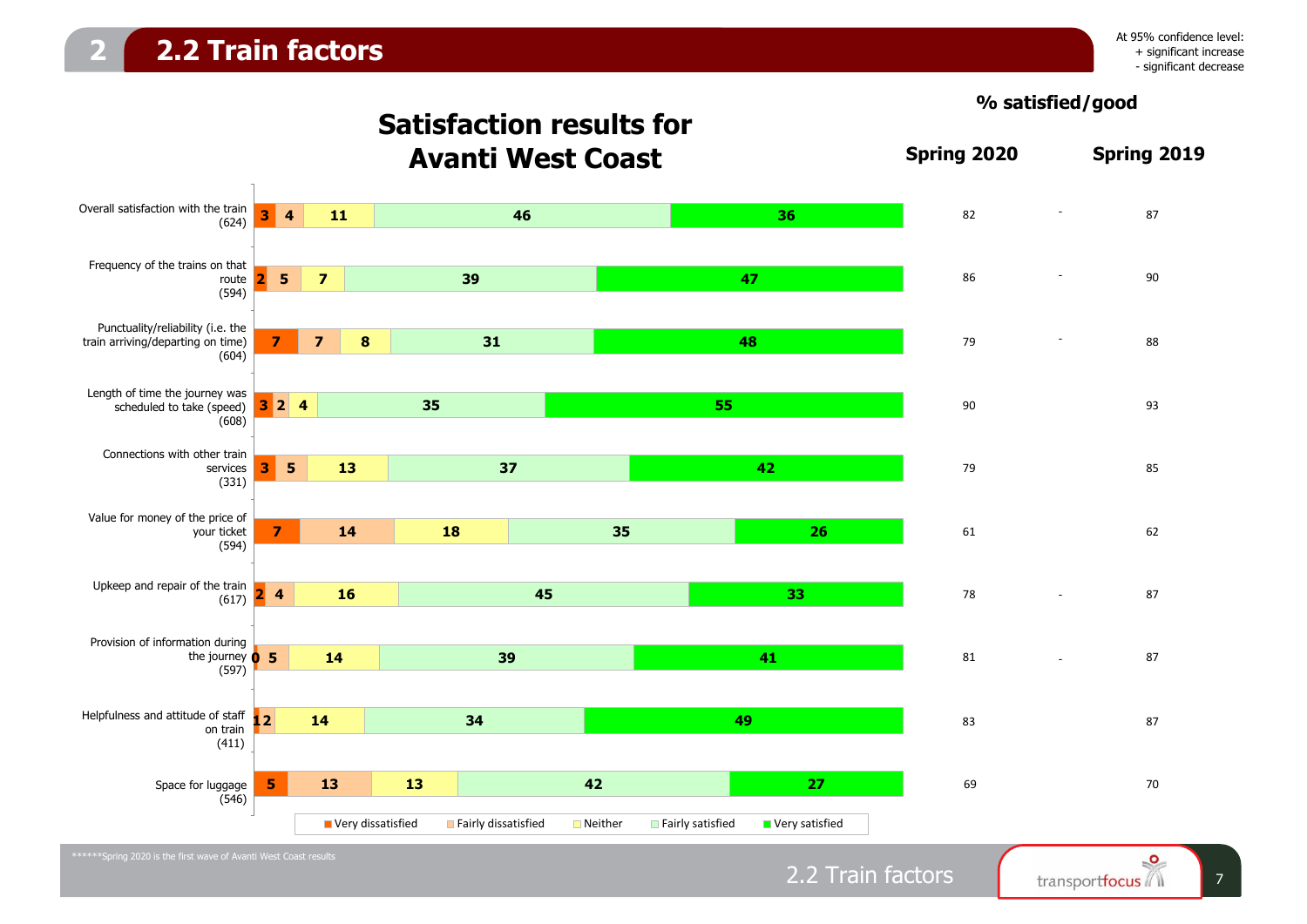# 2.2 Train factors

At 95% confidence level:
+ significant increase
- significant decrease

## Satisfaction results for Avanti West Coast

| Factor | Very dissatisfied | Fairly dissatisfied | Neither | Fairly satisfied | Very satisfied | % satisfied/good Spring 2020 | Sig. | % satisfied/good Spring 2019 |
|---|---|---|---|---|---|---|---|---|
| Overall satisfaction with the train (624) | 3 | 4 | 11 | 46 | 36 | 82 | - | 87 |
| Frequency of the trains on that route (594) | 2 | 5 | 7 | 39 | 47 | 86 | - | 90 |
| Punctuality/reliability (i.e. the train arriving/departing on time) (604) | 7 | 7 | 8 | 31 | 48 | 79 | - | 88 |
| Length of time the journey was scheduled to take (speed) (608) | 3 | 2 | 4 | 35 | 55 | 90 | | 93 |
| Connections with other train services (331) | 3 | 5 | 13 | 37 | 42 | 79 | | 85 |
| Value for money of the price of your ticket (594) | 7 | 14 | 18 | 35 | 26 | 61 | | 62 |
| Upkeep and repair of the train (617) | 2 | 4 | 16 | 45 | 33 | 78 | - | 87 |
| Provision of information during the journey (597) | 0 | 5 | 14 | 39 | 41 | 81 | - | 87 |
| Helpfulness and attitude of staff on train (411) | 1 | 2 | 14 | 34 | 49 | 83 | | 87 |
| Space for luggage (546) | 5 | 13 | 13 | 42 | 27 | 69 | | 70 |

******Spring 2020 is the first wave of Avanti West Coast results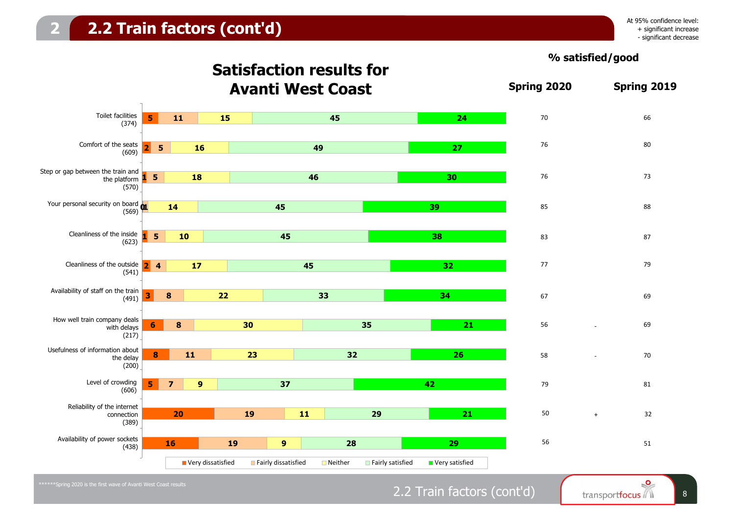# 2.2 Train factors (cont'd)

At 95% confidence level:
+ significant increase
- significant decrease

## Satisfaction results for Avanti West Coast

| Factor (base) | Very dissatisfied | Fairly dissatisfied | Neither | Fairly satisfied | Very satisfied | % satisfied/good Spring 2020 | Sig. | % satisfied/good Spring 2019 |
|---|---|---|---|---|---|---|---|---|
| Toilet facilities (374) | 5 | 11 | 15 | 45 | 24 | 70 | | 66 |
| Comfort of the seats (609) | 2 | 5 | 16 | 49 | 27 | 76 | | 80 |
| Step or gap between the train and the platform (570) | 1 | 5 | 18 | 46 | 30 | 76 | | 73 |
| Your personal security on board (569) | 0 | 1 | 14 | 45 | 39 | 85 | | 88 |
| Cleanliness of the inside (623) | 1 | 5 | 10 | 45 | 38 | 83 | | 87 |
| Cleanliness of the outside (541) | 2 | 4 | 17 | 45 | 32 | 77 | | 79 |
| Availability of staff on the train (491) | 3 | 8 | 22 | 33 | 34 | 67 | | 69 |
| How well train company deals with delays (217) | 6 | 8 | 30 | 35 | 21 | 56 | - | 69 |
| Usefulness of information about the delay (200) | 8 | 11 | 23 | 32 | 26 | 58 | - | 70 |
| Level of crowding (606) | 5 | 7 | 9 | 37 | 42 | 79 | | 81 |
| Reliability of the internet connection (389) | 20 | 19 | 11 | 29 | 21 | 50 | + | 32 |
| Availability of power sockets (438) | 16 | 19 | 9 | 28 | 29 | 56 | | 51 |

******Spring 2020 is the first wave of Avanti West Coast results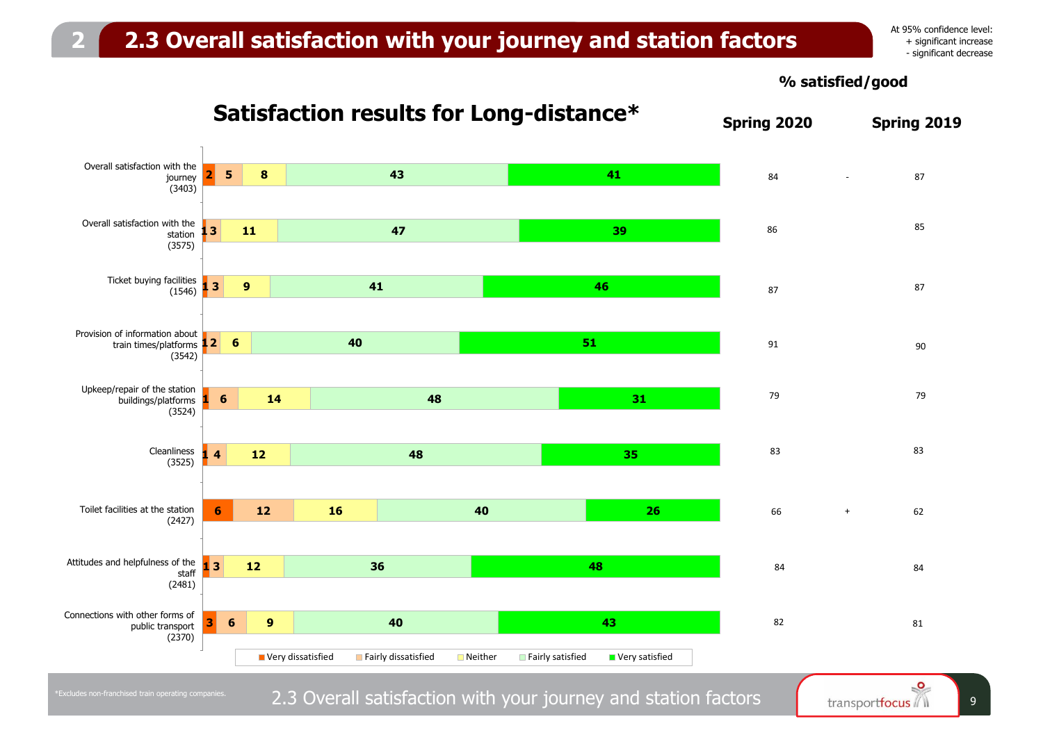# 2.3 Overall satisfaction with your journey and station factors

At 95% confidence level:
+ significant increase
- significant decrease

## Satisfaction results for Long-distance*

| Factor | Very dissatisfied | Fairly dissatisfied | Neither | Fairly satisfied | Very satisfied | % satisfied/good Spring 2020 | | % satisfied/good Spring 2019 |
|---|---|---|---|---|---|---|---|---|
| Overall satisfaction with the journey (3403) | 2 | 5 | 8 | 43 | 41 | 84 | - | 87 |
| Overall satisfaction with the station (3575) | 1 | 3 | 11 | 47 | 39 | 86 | | 85 |
| Ticket buying facilities (1546) | 1 | 3 | 9 | 41 | 46 | 87 | | 87 |
| Provision of information about train times/platforms (3542) | 1 | 2 | 6 | 40 | 51 | 91 | | 90 |
| Upkeep/repair of the station buildings/platforms (3524) | 1 | 6 | 14 | 48 | 31 | 79 | | 79 |
| Cleanliness (3525) | 1 | 4 | 12 | 48 | 35 | 83 | | 83 |
| Toilet facilities at the station (2427) | 6 | 12 | 16 | 40 | 26 | 66 | + | 62 |
| Attitudes and helpfulness of the staff (2481) | 1 | 3 | 12 | 36 | 48 | 84 | | 84 |
| Connections with other forms of public transport (2370) | 3 | 6 | 9 | 40 | 43 | 82 | | 81 |

*Excludes non-franchised train operating companies.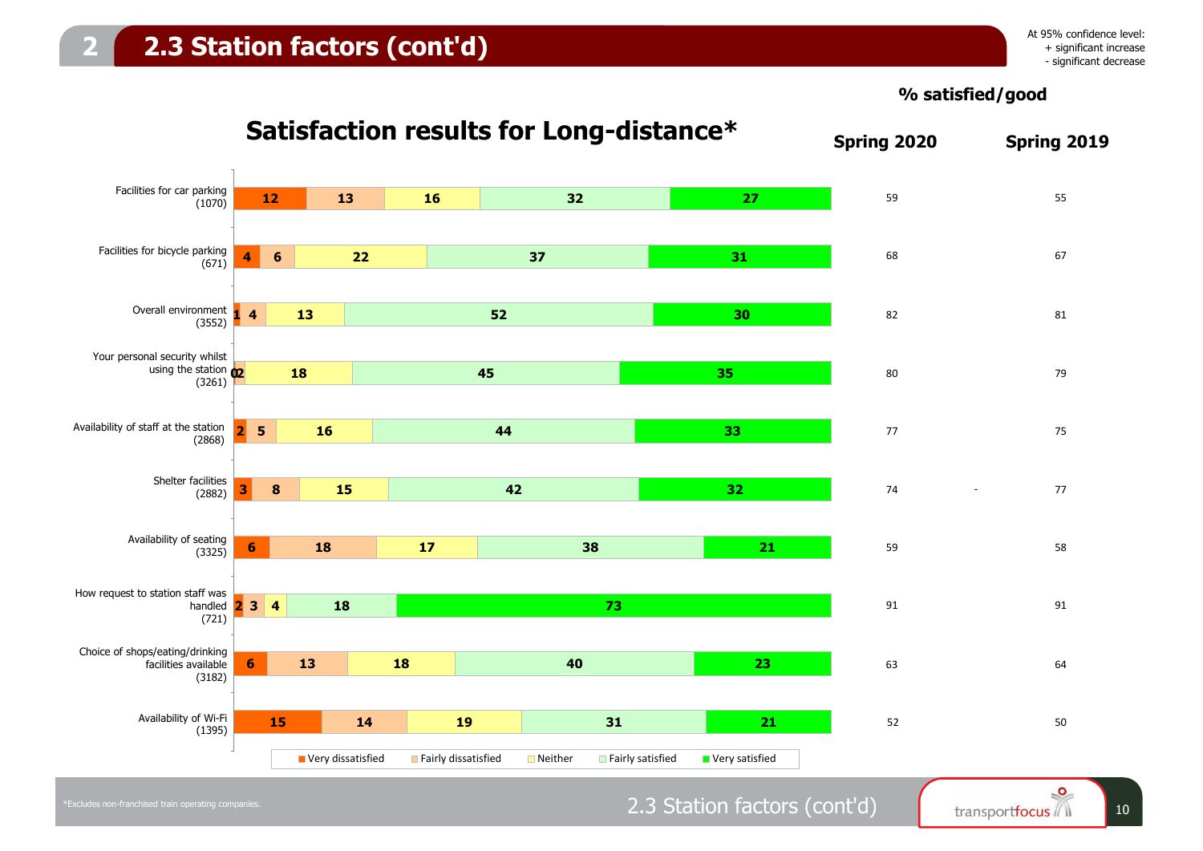# 2.3 Station factors (cont'd)

At 95% confidence level:
+ significant increase
- significant decrease

## Satisfaction results for Long-distance*

| Factor (base) | Very dissatisfied | Fairly dissatisfied | Neither | Fairly satisfied | Very satisfied | % satisfied/good Spring 2020 | | Spring 2019 |
|---|---|---|---|---|---|---|---|---|
| Facilities for car parking (1070) | 12 | 13 | 16 | 32 | 27 | 59 | | 55 |
| Facilities for bicycle parking (671) | 4 | 6 | 22 | 37 | 31 | 68 | | 67 |
| Overall environment (3552) | 1 | 4 | 13 | 52 | 30 | 82 | | 81 |
| Your personal security whilst using the station (3261) | 0 | 2 | 18 | 45 | 35 | 80 | | 79 |
| Availability of staff at the station (2868) | 2 | 5 | 16 | 44 | 33 | 77 | | 75 |
| Shelter facilities (2882) | 3 | 8 | 15 | 42 | 32 | 74 | - | 77 |
| Availability of seating (3325) | 6 | 18 | 17 | 38 | 21 | 59 | | 58 |
| How request to station staff was handled (721) | 2 | 3 | 4 | 18 | 73 | 91 | | 91 |
| Choice of shops/eating/drinking facilities available (3182) | 6 | 13 | 18 | 40 | 23 | 63 | | 64 |
| Availability of Wi-Fi (1395) | 15 | 14 | 19 | 31 | 21 | 52 | | 50 |

*Excludes non-franchised train operating companies.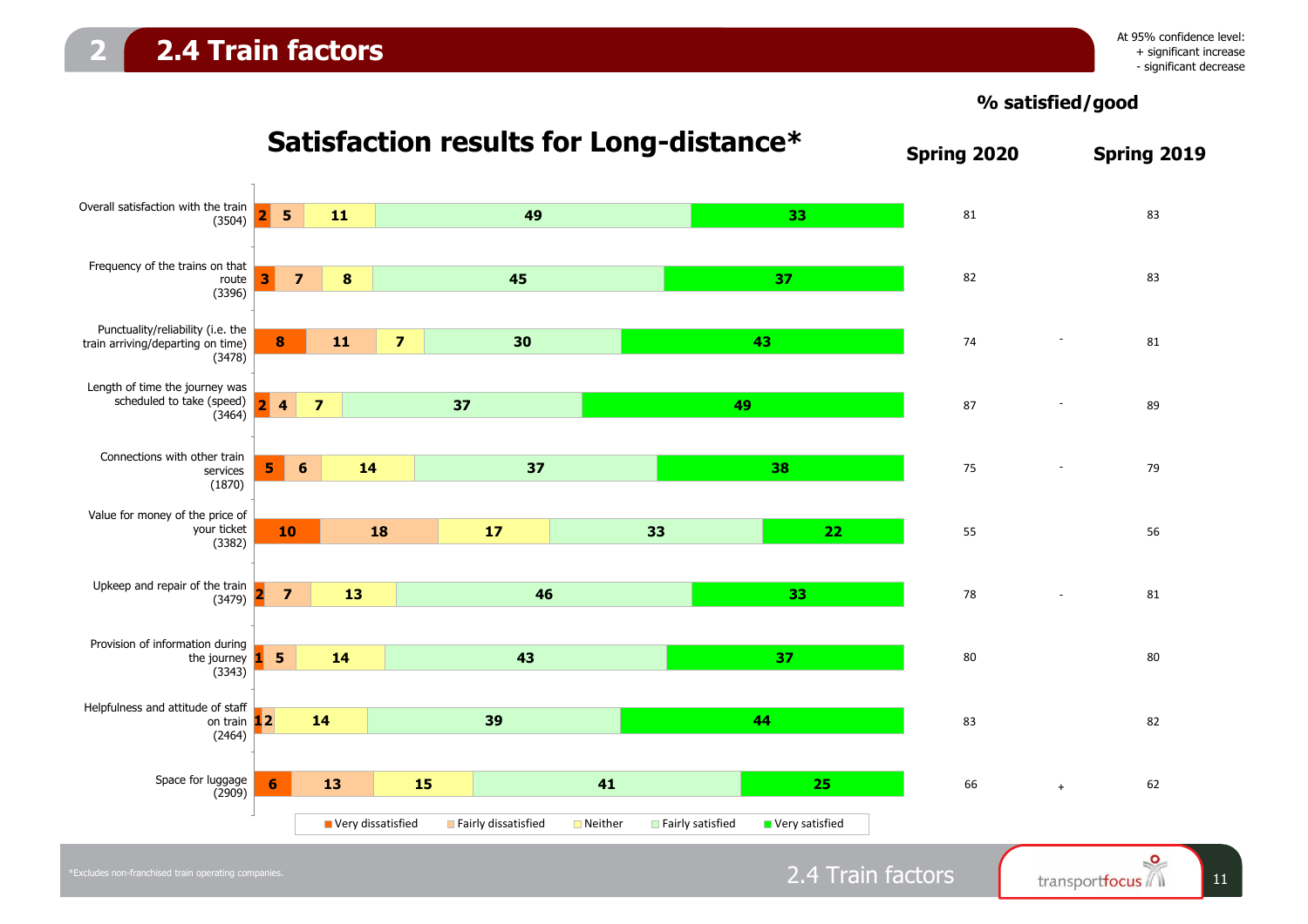## 2.4 Train factors

At 95% confidence level:
+ significant increase
- significant decrease

# Satisfaction results for Long-distance*

| Factor (base) | Very dissatisfied | Fairly dissatisfied | Neither | Fairly satisfied | Very satisfied | % satisfied/good Spring 2020 | Sig. | % satisfied/good Spring 2019 |
|---|---|---|---|---|---|---|---|---|
| Overall satisfaction with the train (3504) | 2 | 5 | 11 | 49 | 33 | 81 | | 83 |
| Frequency of the trains on that route (3396) | 3 | 7 | 8 | 45 | 37 | 82 | | 83 |
| Punctuality/reliability (i.e. the train arriving/departing on time) (3478) | 8 | 11 | 7 | 30 | 43 | 74 | - | 81 |
| Length of time the journey was scheduled to take (speed) (3464) | 2 | 4 | 7 | 37 | 49 | 87 | - | 89 |
| Connections with other train services (1870) | 5 | 6 | 14 | 37 | 38 | 75 | - | 79 |
| Value for money of the price of your ticket (3382) | 10 | 18 | 17 | 33 | 22 | 55 | | 56 |
| Upkeep and repair of the train (3479) | 2 | 7 | 13 | 46 | 33 | 78 | - | 81 |
| Provision of information during the journey (3343) | 1 | 5 | 14 | 43 | 37 | 80 | | 80 |
| Helpfulness and attitude of staff on train (2464) | 1 | 2 | 14 | 39 | 44 | 83 | | 82 |
| Space for luggage (2909) | 6 | 13 | 15 | 41 | 25 | 66 | + | 62 |

*Excludes non-franchised train operating companies.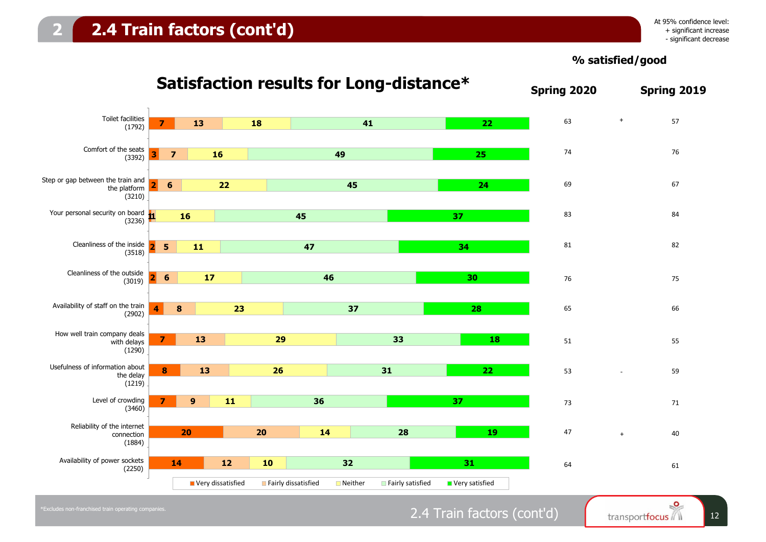# 2.4 Train factors (cont'd)

At 95% confidence level:
+ significant increase
- significant decrease

## Satisfaction results for Long-distance*

| Factor (base) | Very dissatisfied | Fairly dissatisfied | Neither | Fairly satisfied | Very satisfied | % satisfied/good Spring 2020 | | % satisfied/good Spring 2019 |
|---|---|---|---|---|---|---|---|---|
| Toilet facilities (1792) | 7 | 13 | 18 | 41 | 22 | 63 | + | 57 |
| Comfort of the seats (3392) | 3 | 7 | 16 | 49 | 25 | 74 | | 76 |
| Step or gap between the train and the platform (3210) | 2 | 6 | 22 | 45 | 24 | 69 | | 67 |
| Your personal security on board (3236) | 1 | 1 | 16 | 45 | 37 | 83 | | 84 |
| Cleanliness of the inside (3518) | 2 | 5 | 11 | 47 | 34 | 81 | | 82 |
| Cleanliness of the outside (3019) | 2 | 6 | 17 | 46 | 30 | 76 | | 75 |
| Availability of staff on the train (2902) | 4 | 8 | 23 | 37 | 28 | 65 | | 66 |
| How well train company deals with delays (1290) | 7 | 13 | 29 | 33 | 18 | 51 | | 55 |
| Usefulness of information about the delay (1219) | 8 | 13 | 26 | 31 | 22 | 53 | - | 59 |
| Level of crowding (3460) | 7 | 9 | 11 | 36 | 37 | 73 | | 71 |
| Reliability of the internet connection (1884) | 20 | 20 | 14 | 28 | 19 | 47 | + | 40 |
| Availability of power sockets (2250) | 14 | 12 | 10 | 32 | 31 | 64 | | 61 |

*Excludes non-franchised train operating companies.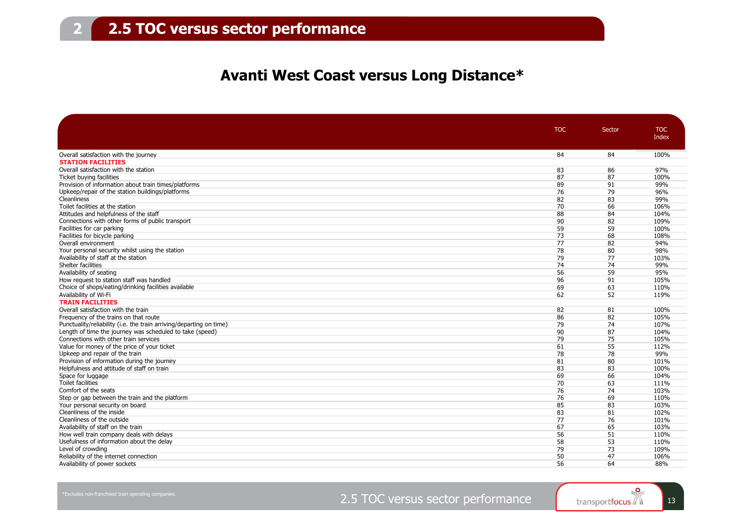## 2.5 TOC versus sector performance

### Avanti West Coast versus Long Distance*

| | TOC | Sector | TOC Index |
|---|---|---|---|
| Overall satisfaction with the journey | 84 | 84 | 100% |
| **STATION FACILITIES** | | | |
| Overall satisfaction with the station | 83 | 86 | 97% |
| Ticket buying facilities | 87 | 87 | 100% |
| Provision of information about train times/platforms | 89 | 91 | 99% |
| Upkeep/repair of the station buildings/platforms | 76 | 79 | 96% |
| Cleanliness | 82 | 83 | 99% |
| Toilet facilities at the station | 70 | 66 | 106% |
| Attitudes and helpfulness of the staff | 88 | 84 | 104% |
| Connections with other forms of public transport | 90 | 82 | 109% |
| Facilities for car parking | 59 | 59 | 100% |
| Facilities for bicycle parking | 73 | 68 | 108% |
| Overall environment | 77 | 82 | 94% |
| Your personal security whilst using the station | 78 | 80 | 98% |
| Availability of staff at the station | 79 | 77 | 103% |
| Shelter facilities | 74 | 74 | 99% |
| Availability of seating | 56 | 59 | 95% |
| How request to station staff was handled | 96 | 91 | 105% |
| Choice of shops/eating/drinking facilities available | 69 | 63 | 110% |
| Availability of Wi-Fi | 62 | 52 | 119% |
| **TRAIN FACILITIES** | | | |
| Overall satisfaction with the train | 82 | 81 | 100% |
| Frequency of the trains on that route | 86 | 82 | 105% |
| Punctuality/reliability (i.e. the train arriving/departing on time) | 79 | 74 | 107% |
| Length of time the journey was scheduled to take (speed) | 90 | 87 | 104% |
| Connections with other train services | 79 | 75 | 105% |
| Value for money of the price of your ticket | 61 | 55 | 112% |
| Upkeep and repair of the train | 78 | 78 | 99% |
| Provision of information during the journey | 81 | 80 | 101% |
| Helpfulness and attitude of staff on train | 83 | 83 | 100% |
| Space for luggage | 69 | 66 | 104% |
| Toilet facilities | 70 | 63 | 111% |
| Comfort of the seats | 76 | 74 | 103% |
| Step or gap between the train and the platform | 76 | 69 | 110% |
| Your personal security on board | 85 | 83 | 103% |
| Cleanliness of the inside | 83 | 81 | 102% |
| Cleanliness of the outside | 77 | 76 | 101% |
| Availability of staff on the train | 67 | 65 | 103% |
| How well train company deals with delays | 56 | 51 | 110% |
| Usefulness of information about the delay | 58 | 53 | 110% |
| Level of crowding | 79 | 73 | 109% |
| Reliability of the internet connection | 50 | 47 | 106% |
| Availability of power sockets | 56 | 64 | 88% |

*Excludes non-franchised train operating companies.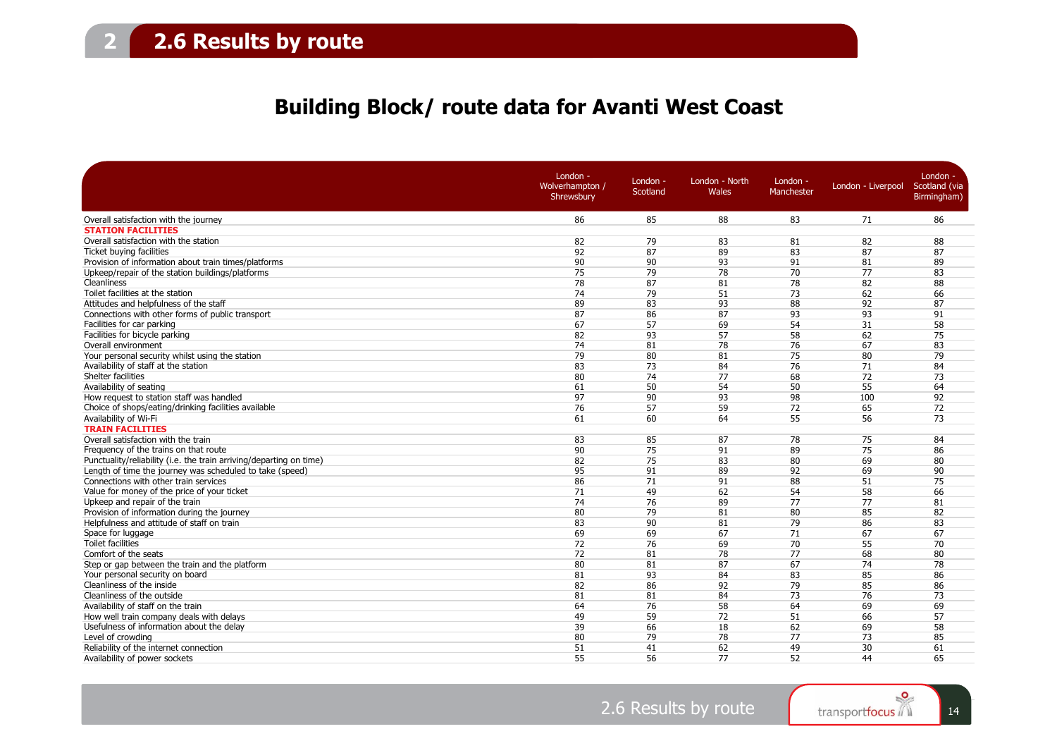# 2.6 Results by route

## Building Block/ route data for Avanti West Coast

| | London - Wolverhampton / Shrewsbury | London - Scotland | London - North Wales | London - Manchester | London - Liverpool | London - Scotland (via Birmingham) |
|---|---|---|---|---|---|---|
| Overall satisfaction with the journey | 86 | 85 | 88 | 83 | 71 | 86 |
| **STATION FACILITIES** | | | | | | |
| Overall satisfaction with the station | 82 | 79 | 83 | 81 | 82 | 88 |
| Ticket buying facilities | 92 | 87 | 89 | 83 | 87 | 87 |
| Provision of information about train times/platforms | 90 | 90 | 93 | 91 | 81 | 89 |
| Upkeep/repair of the station buildings/platforms | 75 | 79 | 78 | 70 | 77 | 83 |
| Cleanliness | 78 | 87 | 81 | 78 | 82 | 88 |
| Toilet facilities at the station | 74 | 79 | 51 | 73 | 62 | 66 |
| Attitudes and helpfulness of the staff | 89 | 83 | 93 | 88 | 92 | 87 |
| Connections with other forms of public transport | 87 | 86 | 87 | 93 | 93 | 91 |
| Facilities for car parking | 67 | 57 | 69 | 54 | 31 | 58 |
| Facilities for bicycle parking | 82 | 93 | 57 | 58 | 62 | 75 |
| Overall environment | 74 | 81 | 78 | 76 | 67 | 83 |
| Your personal security whilst using the station | 79 | 80 | 81 | 75 | 80 | 79 |
| Availability of staff at the station | 83 | 73 | 84 | 76 | 71 | 84 |
| Shelter facilities | 80 | 74 | 77 | 68 | 72 | 73 |
| Availability of seating | 61 | 50 | 54 | 50 | 55 | 64 |
| How request to station staff was handled | 97 | 90 | 93 | 98 | 100 | 92 |
| Choice of shops/eating/drinking facilities available | 76 | 57 | 59 | 72 | 65 | 72 |
| Availability of Wi-Fi | 61 | 60 | 64 | 55 | 56 | 73 |
| **TRAIN FACILITIES** | | | | | | |
| Overall satisfaction with the train | 83 | 85 | 87 | 78 | 75 | 84 |
| Frequency of the trains on that route | 90 | 75 | 91 | 89 | 75 | 86 |
| Punctuality/reliability (i.e. the train arriving/departing on time) | 82 | 75 | 83 | 80 | 69 | 80 |
| Length of time the journey was scheduled to take (speed) | 95 | 91 | 89 | 92 | 69 | 90 |
| Connections with other train services | 86 | 71 | 91 | 88 | 51 | 75 |
| Value for money of the price of your ticket | 71 | 49 | 62 | 54 | 58 | 66 |
| Upkeep and repair of the train | 74 | 76 | 89 | 77 | 77 | 81 |
| Provision of information during the journey | 80 | 79 | 81 | 80 | 85 | 82 |
| Helpfulness and attitude of staff on train | 83 | 90 | 81 | 79 | 86 | 83 |
| Space for luggage | 69 | 69 | 67 | 71 | 67 | 67 |
| Toilet facilities | 72 | 76 | 69 | 70 | 55 | 70 |
| Comfort of the seats | 72 | 81 | 78 | 77 | 68 | 80 |
| Step or gap between the train and the platform | 80 | 81 | 87 | 67 | 74 | 78 |
| Your personal security on board | 81 | 93 | 84 | 83 | 85 | 86 |
| Cleanliness of the inside | 82 | 86 | 92 | 79 | 85 | 86 |
| Cleanliness of the outside | 81 | 81 | 84 | 73 | 76 | 73 |
| Availability of staff on the train | 64 | 76 | 58 | 64 | 69 | 69 |
| How well train company deals with delays | 49 | 59 | 72 | 51 | 66 | 57 |
| Usefulness of information about the delay | 39 | 66 | 18 | 62 | 69 | 58 |
| Level of crowding | 80 | 79 | 78 | 77 | 73 | 85 |
| Reliability of the internet connection | 51 | 41 | 62 | 49 | 30 | 61 |
| Availability of power sockets | 55 | 56 | 77 | 52 | 44 | 65 |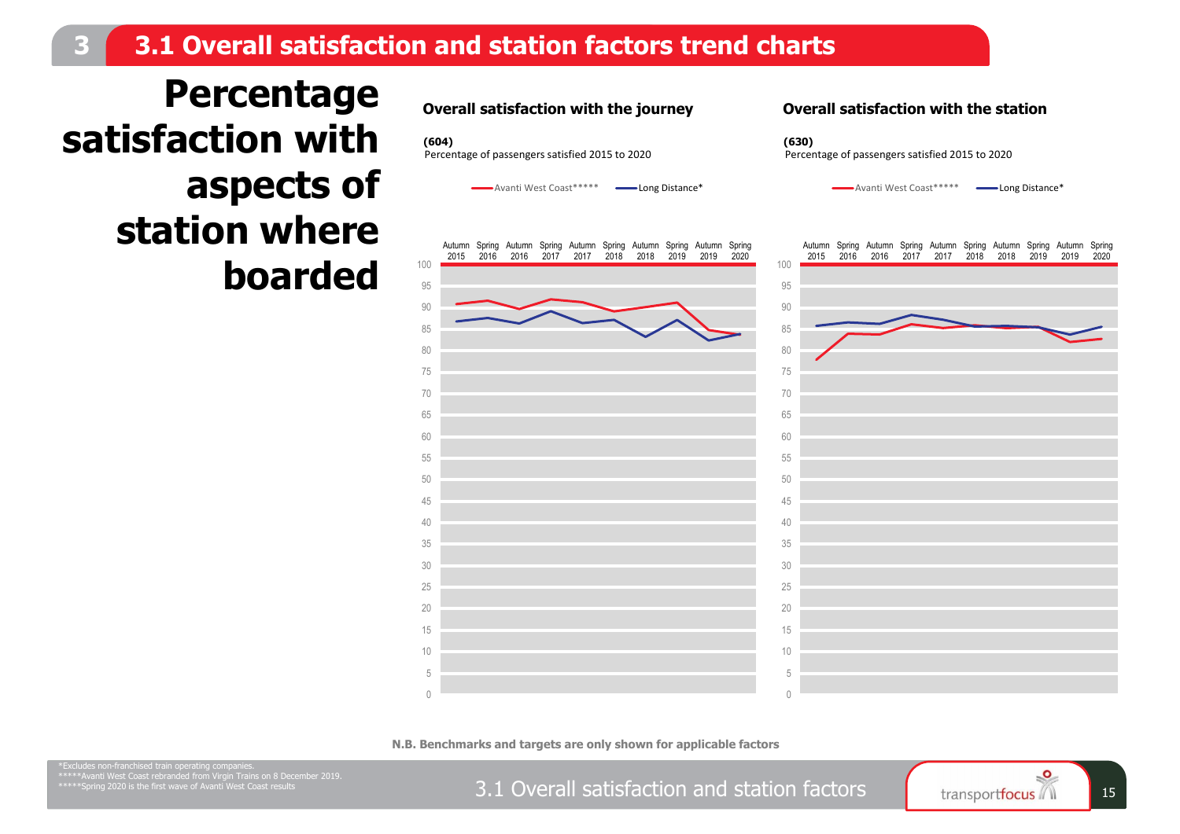# 3.1 Overall satisfaction and station factors trend charts

## Percentage satisfaction with aspects of station where boarded

### Overall satisfaction with the journey

**(604)**
Percentage of passengers satisfied 2015 to 2020

Avanti West Coast***** | Long Distance*

### Overall satisfaction with the station

**(630)**
Percentage of passengers satisfied 2015 to 2020

Avanti West Coast***** | Long Distance*

**N.B. Benchmarks and targets are only shown for applicable factors**

*Excludes non-franchised train operating companies.
*****Avanti West Coast rebranded from Virgin Trains on 8 December 2019.
*****Spring 2020 is the first wave of Avanti West Coast results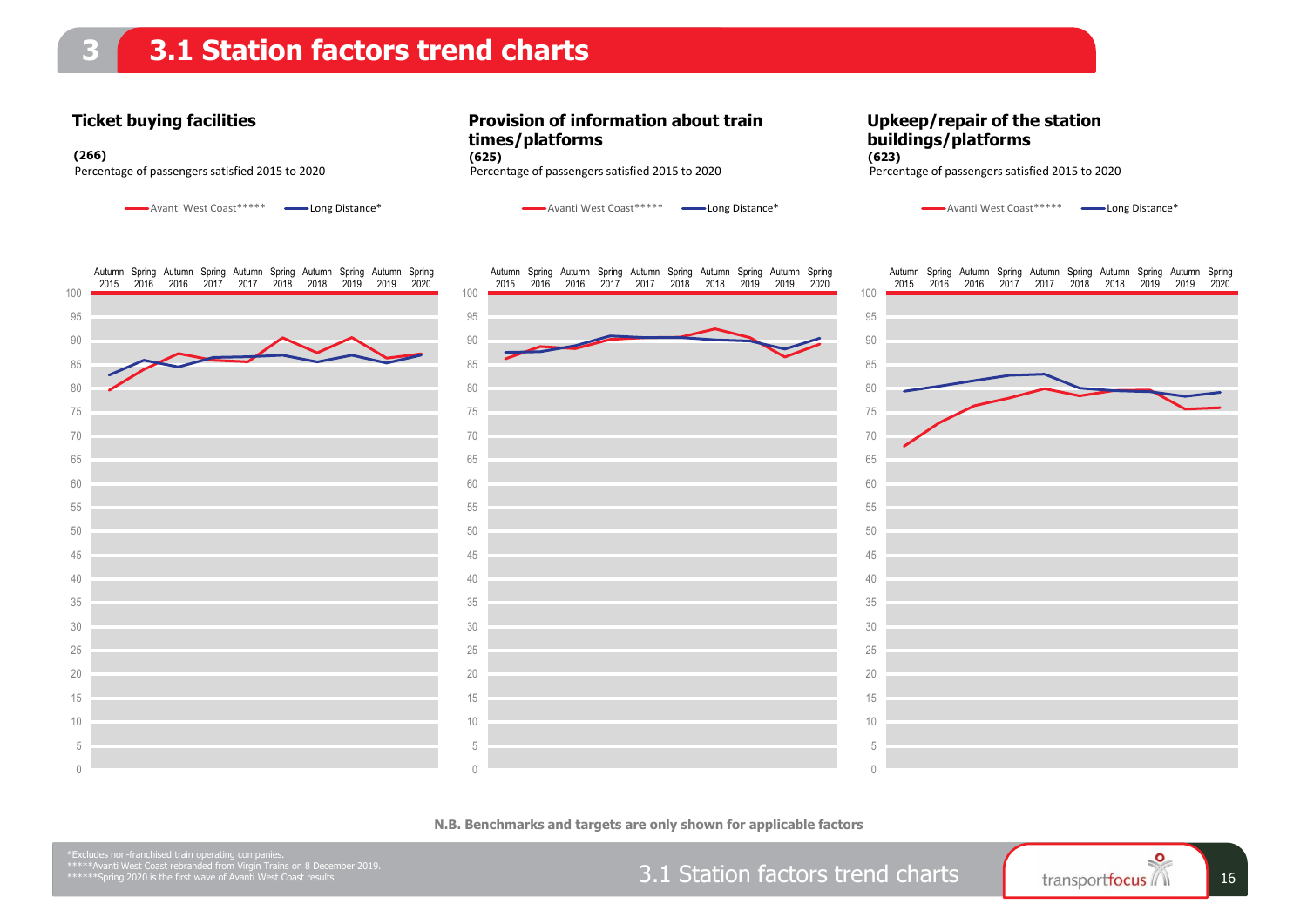# 3.1 Station factors trend charts

## Ticket buying facilities

**(266)**

Percentage of passengers satisfied 2015 to 2020

Avanti West Coast***** | Long Distance*

## Provision of information about train times/platforms

**(625)**

Percentage of passengers satisfied 2015 to 2020

Avanti West Coast***** | Long Distance*

## Upkeep/repair of the station buildings/platforms

**(623)**

Percentage of passengers satisfied 2015 to 2020

Avanti West Coast***** | Long Distance*

**N.B. Benchmarks and targets are only shown for applicable factors**

*Excludes non-franchised train operating companies.
*****Avanti West Coast rebranded from Virgin Trains on 8 December 2019.
******Spring 2020 is the first wave of Avanti West Coast results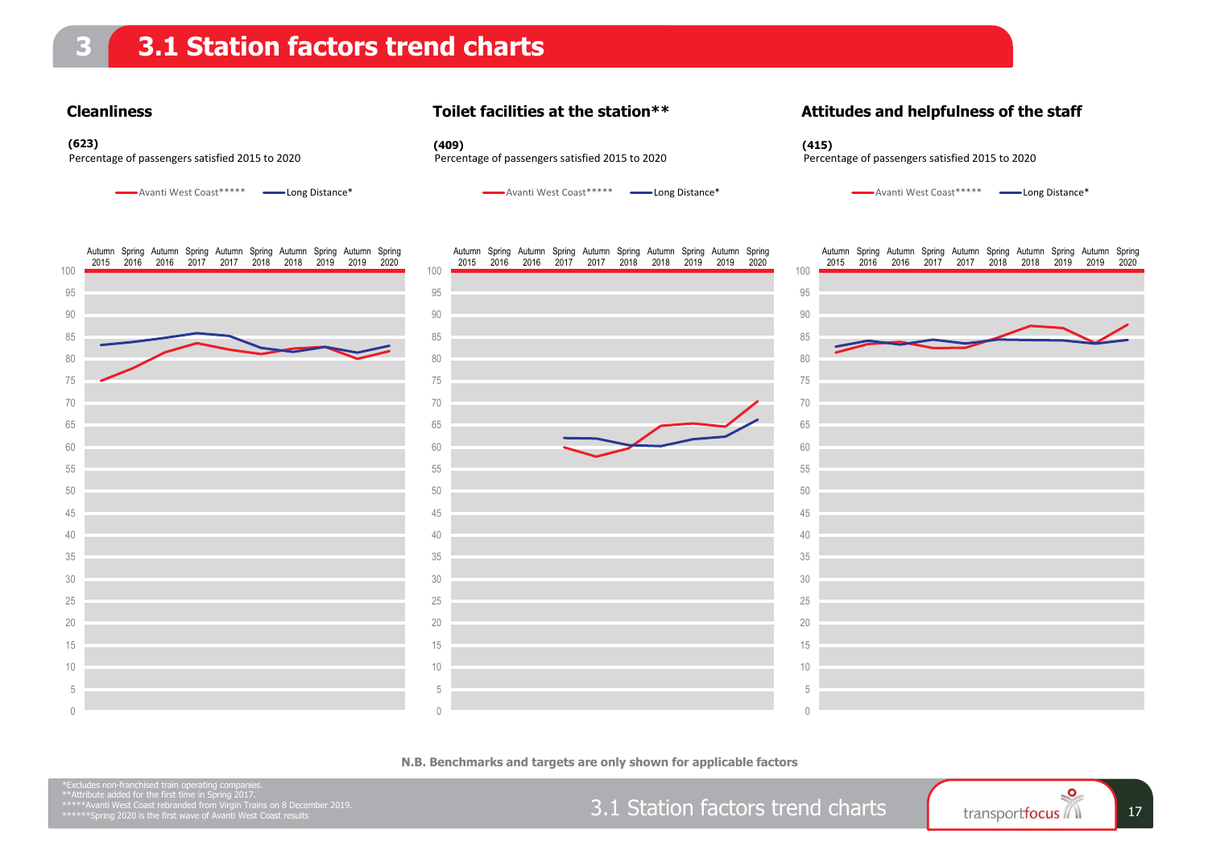# 3.1 Station factors trend charts

### Cleanliness

**(623)**
Percentage of passengers satisfied 2015 to 2020

Avanti West Coast***** — Long Distance*

### Toilet facilities at the station**

**(409)**
Percentage of passengers satisfied 2015 to 2020

Avanti West Coast***** — Long Distance*

### Attitudes and helpfulness of the staff

**(415)**
Percentage of passengers satisfied 2015 to 2020

Avanti West Coast***** — Long Distance*

**N.B. Benchmarks and targets are only shown for applicable factors**

*Excludes non-franchised train operating companies.
**Attribute added for the first time in Spring 2017.
*****Avanti West Coast rebranded from Virgin Trains on 8 December 2019.
******Spring 2020 is the first wave of Avanti West Coast results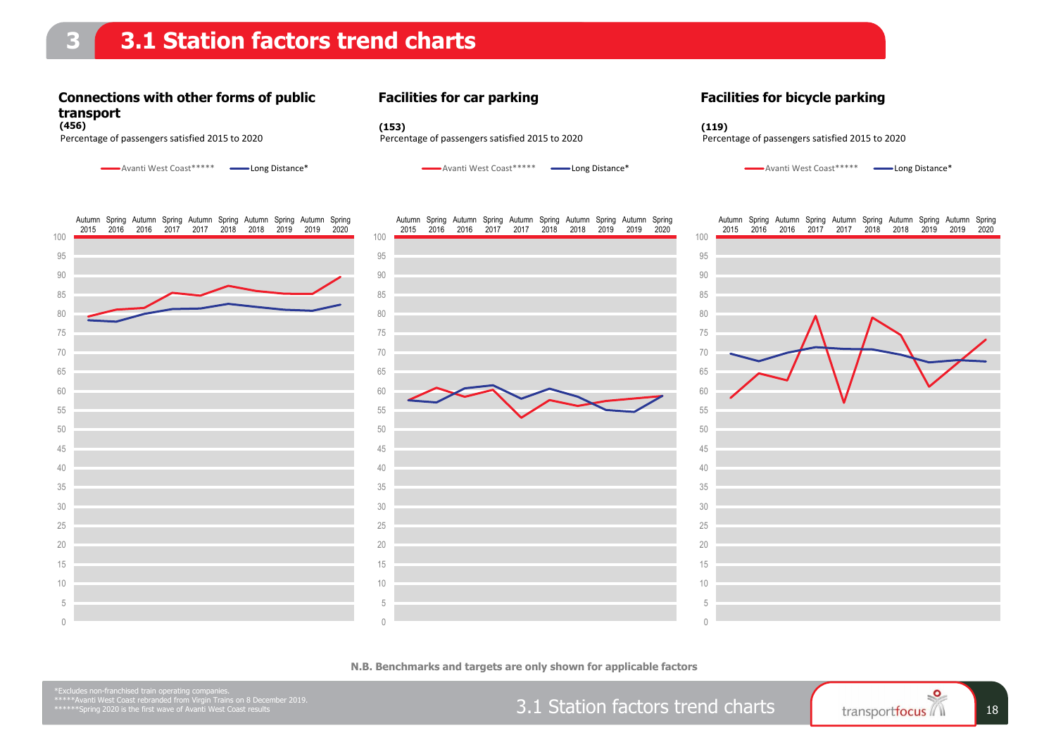# 3.1 Station factors trend charts

### Connections with other forms of public transport

**(456)**

Percentage of passengers satisfied 2015 to 2020

Avanti West Coast***** — Long Distance*

### Facilities for car parking

**(153)**

Percentage of passengers satisfied 2015 to 2020

Avanti West Coast***** — Long Distance*

### Facilities for bicycle parking

**(119)**

Percentage of passengers satisfied 2015 to 2020

Avanti West Coast***** — Long Distance*

**N.B. Benchmarks and targets are only shown for applicable factors**

*Excludes non-franchised train operating companies.
*****Avanti West Coast rebranded from Virgin Trains on 8 December 2019.
******Spring 2020 is the first wave of Avanti West Coast results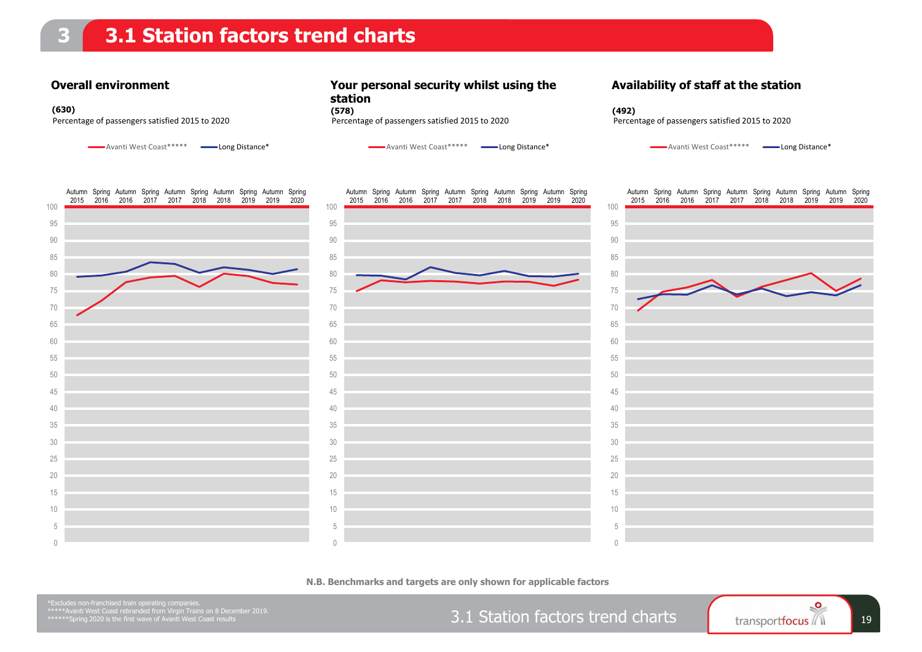# 3.1 Station factors trend charts

### Overall environment

**(630)**
Percentage of passengers satisfied 2015 to 2020

Avanti West Coast***** — Long Distance*

### Your personal security whilst using the station

**(578)**
Percentage of passengers satisfied 2015 to 2020

Avanti West Coast***** — Long Distance*

### Availability of staff at the station

**(492)**
Percentage of passengers satisfied 2015 to 2020

Avanti West Coast***** — Long Distance*

**N.B. Benchmarks and targets are only shown for applicable factors**

*Excludes non-franchised train operating companies.
*****Avanti West Coast rebranded from Virgin Trains on 8 December 2019.
******Spring 2020 is the first wave of Avanti West Coast results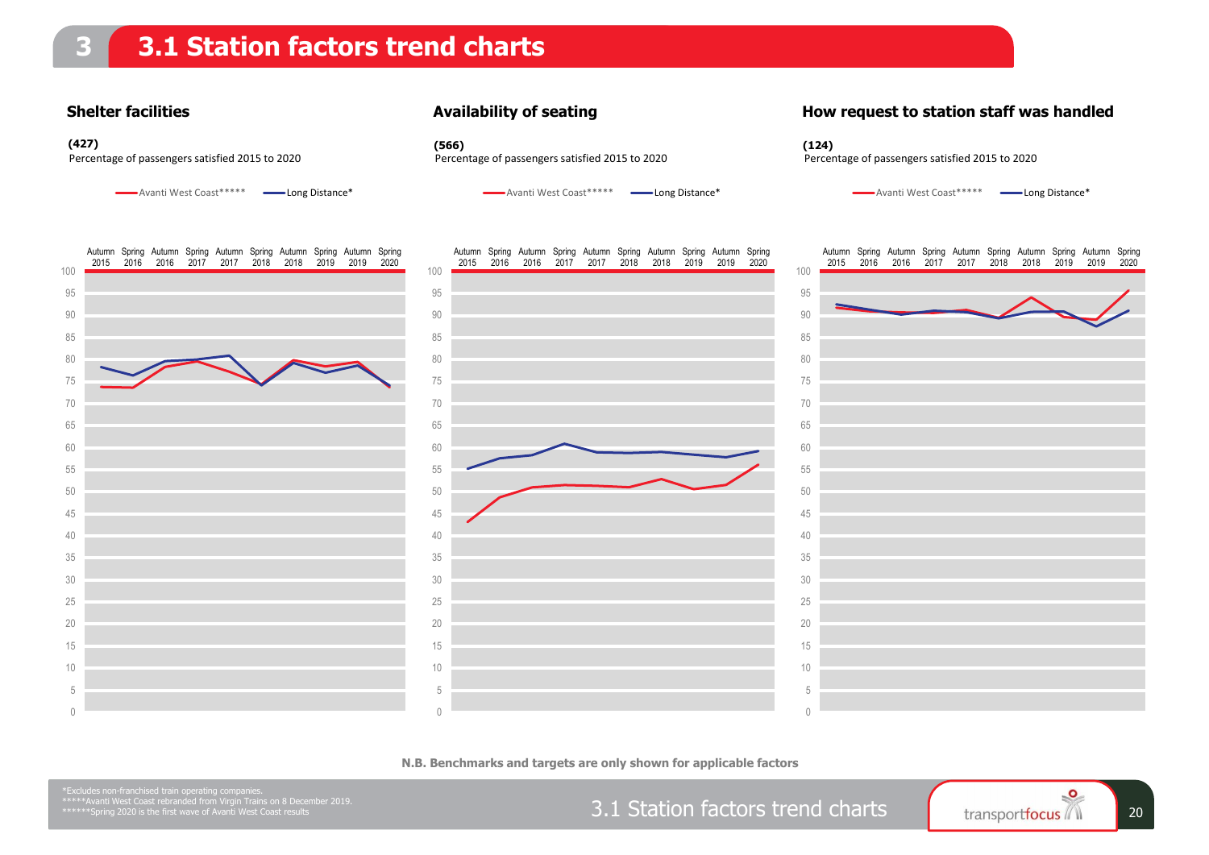# 3.1 Station factors trend charts

### Shelter facilities

**(427)**

Percentage of passengers satisfied 2015 to 2020

Avanti West Coast***** | Long Distance*

### Availability of seating

**(566)**

Percentage of passengers satisfied 2015 to 2020

Avanti West Coast***** | Long Distance*

### How request to station staff was handled

**(124)**

Percentage of passengers satisfied 2015 to 2020

Avanti West Coast***** | Long Distance*

**N.B. Benchmarks and targets are only shown for applicable factors**

*Excludes non-franchised train operating companies.
*****Avanti West Coast rebranded from Virgin Trains on 8 December 2019.
******Spring 2020 is the first wave of Avanti West Coast results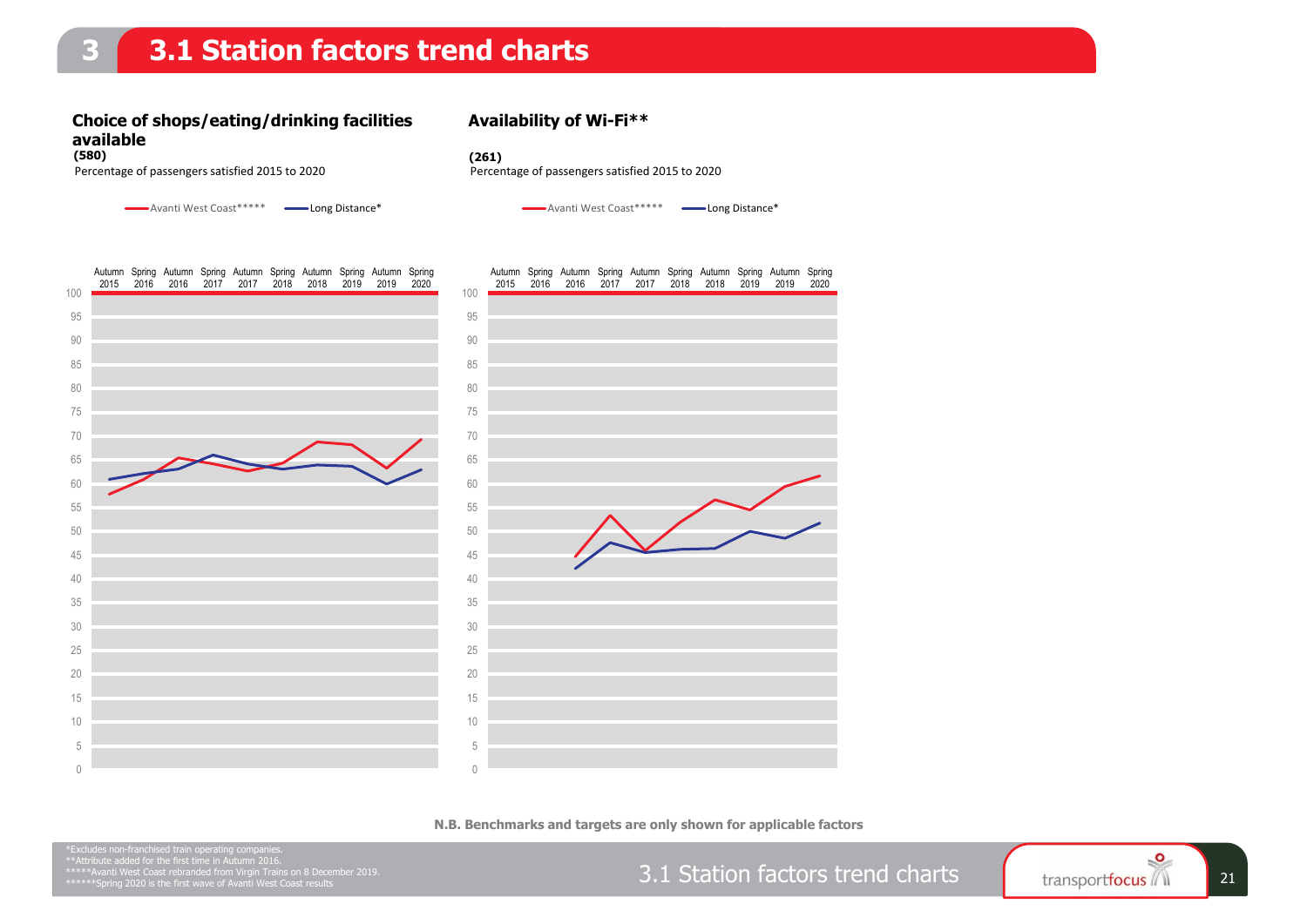# 3.1 Station factors trend charts

### Choice of shops/eating/drinking facilities available

**(580)**

Percentage of passengers satisfied 2015 to 2020

Avanti West Coast***** | Long Distance*

### Availability of Wi-Fi**

**(261)**

Percentage of passengers satisfied 2015 to 2020

Avanti West Coast***** | Long Distance*

**N.B. Benchmarks and targets are only shown for applicable factors**

*Excludes non-franchised train operating companies.
**Attribute added for the first time in Autumn 2016.
*****Avanti West Coast rebranded from Virgin Trains on 8 December 2019.
******Spring 2020 is the first wave of Avanti West Coast results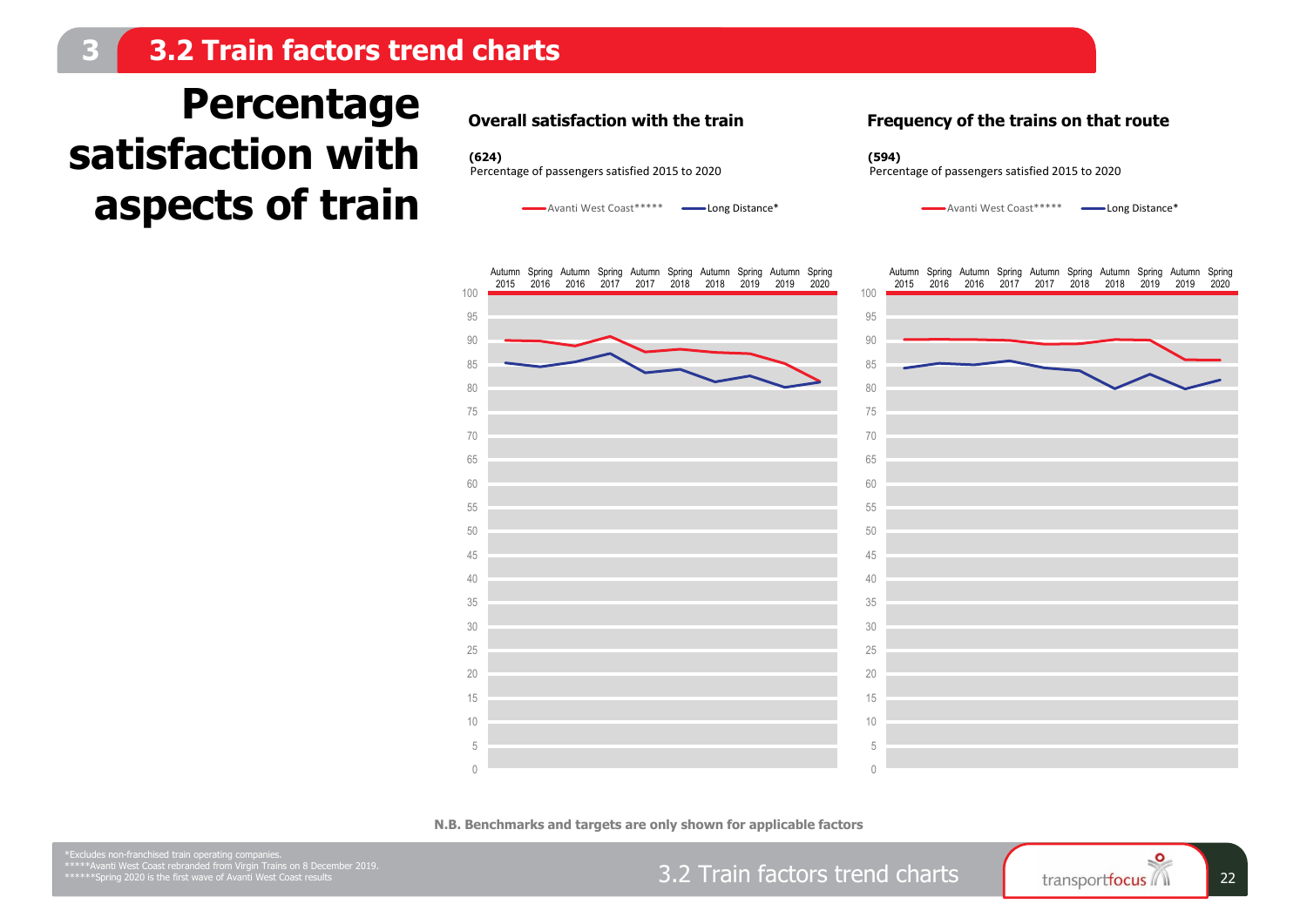# 3.2 Train factors trend charts

## Percentage satisfaction with aspects of train

### Overall satisfaction with the train

**(624)**
Percentage of passengers satisfied 2015 to 2020

Avanti West Coast***** | Long Distance*

### Frequency of the trains on that route

**(594)**
Percentage of passengers satisfied 2015 to 2020

Avanti West Coast***** | Long Distance*

**N.B. Benchmarks and targets are only shown for applicable factors**

*Excludes non-franchised train operating companies.
*****Avanti West Coast rebranded from Virgin Trains on 8 December 2019.
******Spring 2020 is the first wave of Avanti West Coast results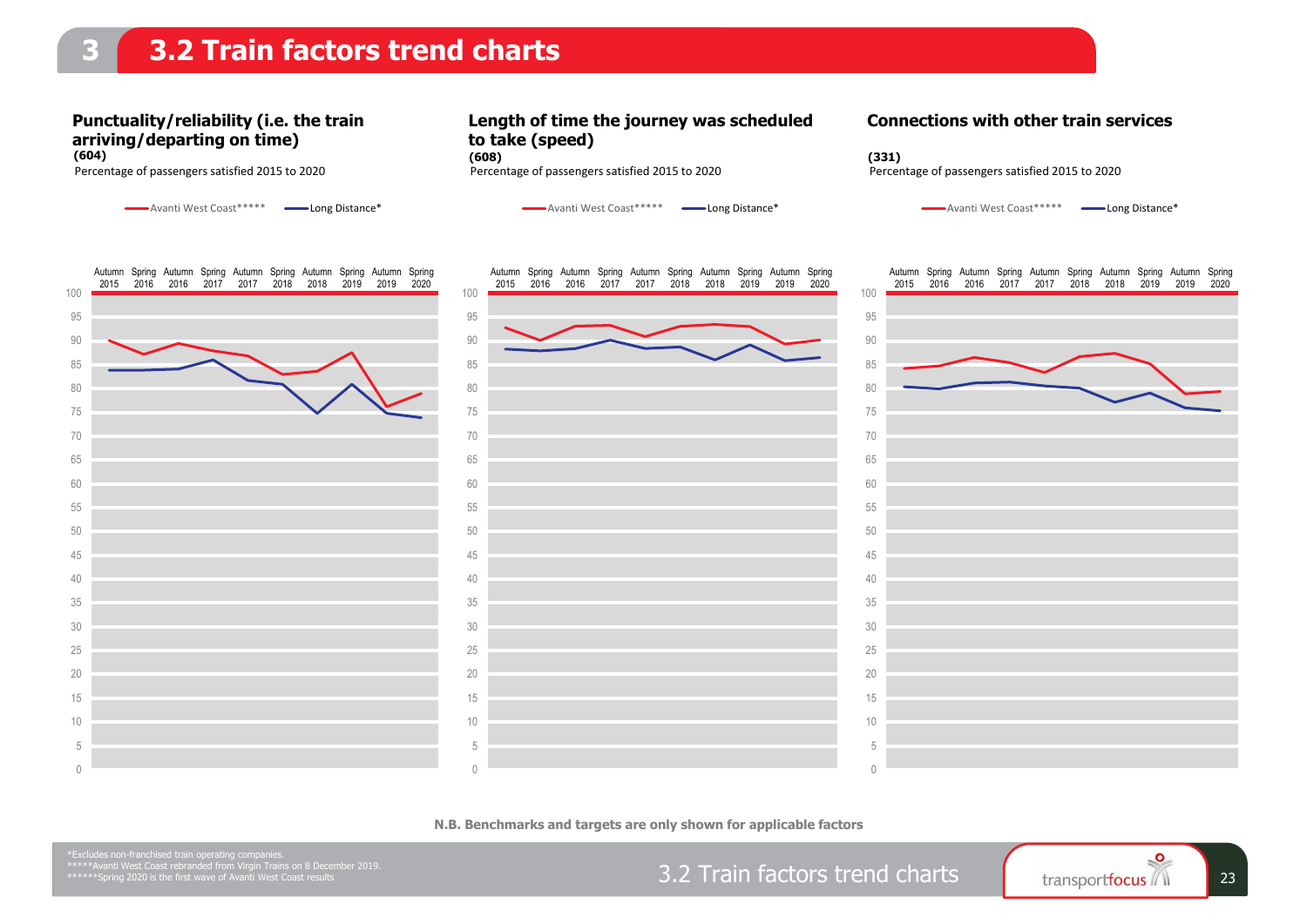# 3.2 Train factors trend charts

### Punctuality/reliability (i.e. the train arriving/departing on time)

**(604)**

Percentage of passengers satisfied 2015 to 2020

Avanti West Coast***** | Long Distance*

Autumn 2015 | Spring 2016 | Autumn 2016 | Spring 2017 | Autumn 2017 | Spring 2018 | Autumn 2018 | Spring 2019 | Autumn 2019 | Spring 2020

### Length of time the journey was scheduled to take (speed)

**(608)**

Percentage of passengers satisfied 2015 to 2020

Avanti West Coast***** | Long Distance*

Autumn 2015 | Spring 2016 | Autumn 2016 | Spring 2017 | Autumn 2017 | Spring 2018 | Autumn 2018 | Spring 2019 | Autumn 2019 | Spring 2020

### Connections with other train services

**(331)**

Percentage of passengers satisfied 2015 to 2020

Avanti West Coast***** | Long Distance*

Autumn 2015 | Spring 2016 | Autumn 2016 | Spring 2017 | Autumn 2017 | Spring 2018 | Autumn 2018 | Spring 2019 | Autumn 2019 | Spring 2020

**N.B. Benchmarks and targets are only shown for applicable factors**

*Excludes non-franchised train operating companies.
*****Avanti West Coast rebranded from Virgin Trains on 8 December 2019.
******Spring 2020 is the first wave of Avanti West Coast results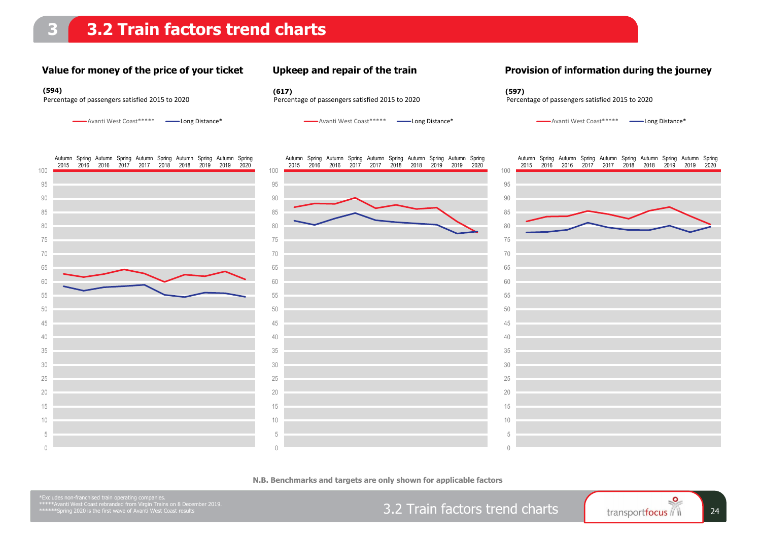# 3.2 Train factors trend charts

### Value for money of the price of your ticket

**(594)**
Percentage of passengers satisfied 2015 to 2020

Avanti West Coast***** — Long Distance*

### Upkeep and repair of the train

**(617)**
Percentage of passengers satisfied 2015 to 2020

Avanti West Coast***** — Long Distance*

### Provision of information during the journey

**(597)**
Percentage of passengers satisfied 2015 to 2020

Avanti West Coast***** — Long Distance*

**N.B. Benchmarks and targets are only shown for applicable factors**

*Excludes non-franchised train operating companies.
*****Avanti West Coast rebranded from Virgin Trains on 8 December 2019.
******Spring 2020 is the first wave of Avanti West Coast results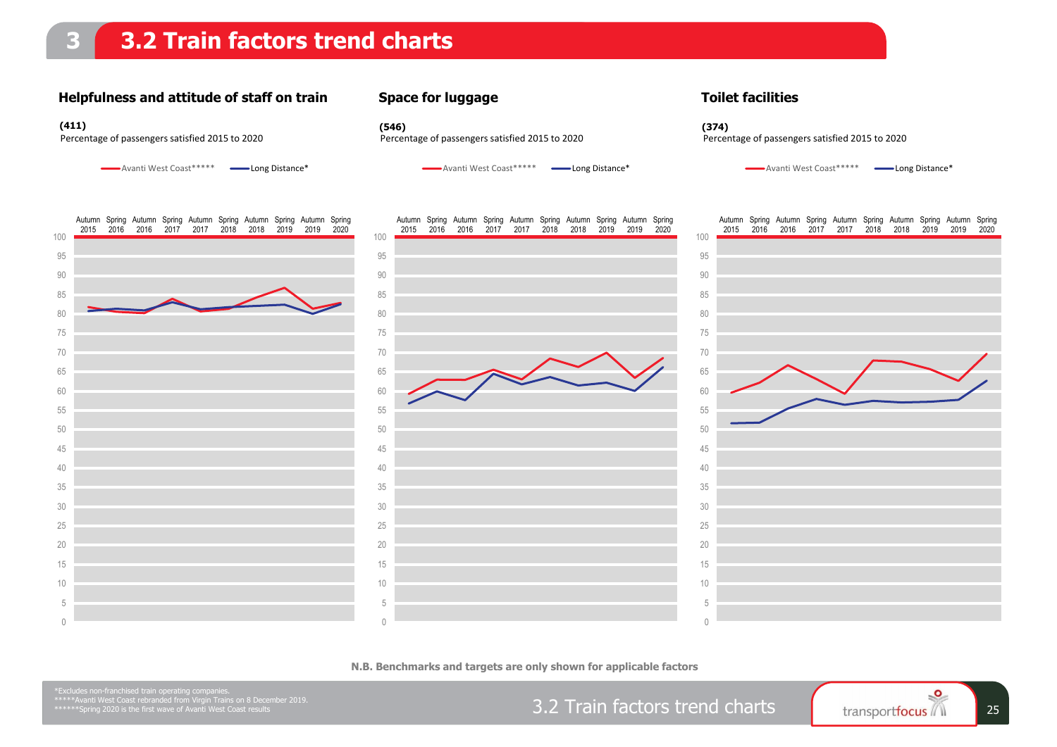# 3.2 Train factors trend charts

## Helpfulness and attitude of staff on train

**(411)**
Percentage of passengers satisfied 2015 to 2020

Avanti West Coast***** — Long Distance*

## Space for luggage

**(546)**
Percentage of passengers satisfied 2015 to 2020

Avanti West Coast***** — Long Distance*

## Toilet facilities

**(374)**
Percentage of passengers satisfied 2015 to 2020

Avanti West Coast***** — Long Distance*

**N.B. Benchmarks and targets are only shown for applicable factors**

*Excludes non-franchised train operating companies.
*****Avanti West Coast rebranded from Virgin Trains on 8 December 2019.
******Spring 2020 is the first wave of Avanti West Coast results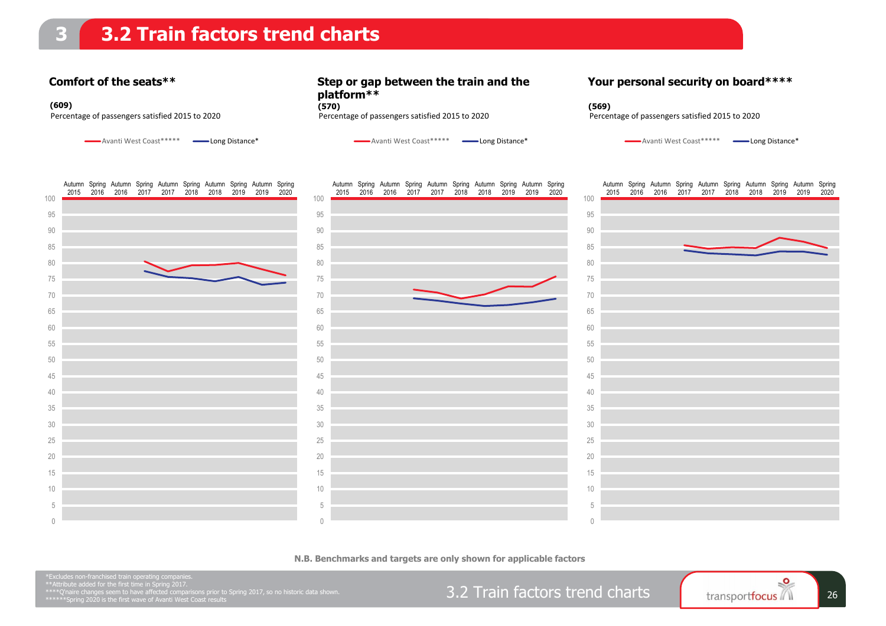# 3.2 Train factors trend charts

## Comfort of the seats**

**(609)**
Percentage of passengers satisfied 2015 to 2020

Avanti West Coast***** — Long Distance*

## Step or gap between the train and the platform**

**(570)**
Percentage of passengers satisfied 2015 to 2020

Avanti West Coast***** — Long Distance*

## Your personal security on board****

**(569)**
Percentage of passengers satisfied 2015 to 2020

Avanti West Coast***** — Long Distance*

**N.B. Benchmarks and targets are only shown for applicable factors**

*Excludes non-franchised train operating companies.
**Attribute added for the first time in Spring 2017.
****Q'naire changes seem to have affected comparisons prior to Spring 2017, so no historic data shown.
*****Spring 2020 is the first wave of Avanti West Coast results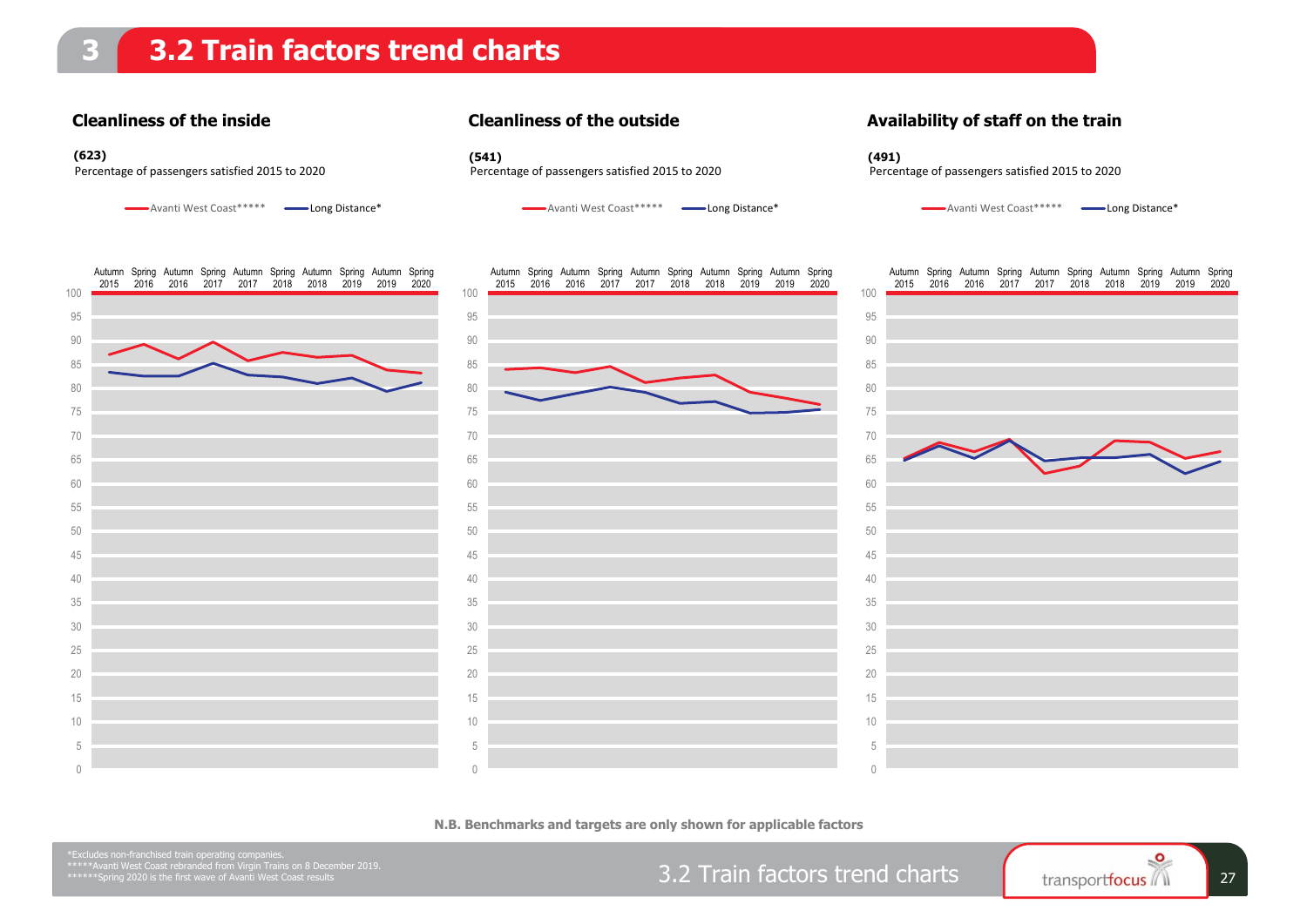# 3.2 Train factors trend charts

### Cleanliness of the inside

**(623)**
Percentage of passengers satisfied 2015 to 2020

Avanti West Coast***** — Long Distance*

### Cleanliness of the outside

**(541)**
Percentage of passengers satisfied 2015 to 2020

Avanti West Coast***** — Long Distance*

### Availability of staff on the train

**(491)**
Percentage of passengers satisfied 2015 to 2020

Avanti West Coast***** — Long Distance*

**N.B. Benchmarks and targets are only shown for applicable factors**

*Excludes non-franchised train operating companies.
*****Avanti West Coast rebranded from Virgin Trains on 8 December 2019.
******Spring 2020 is the first wave of Avanti West Coast results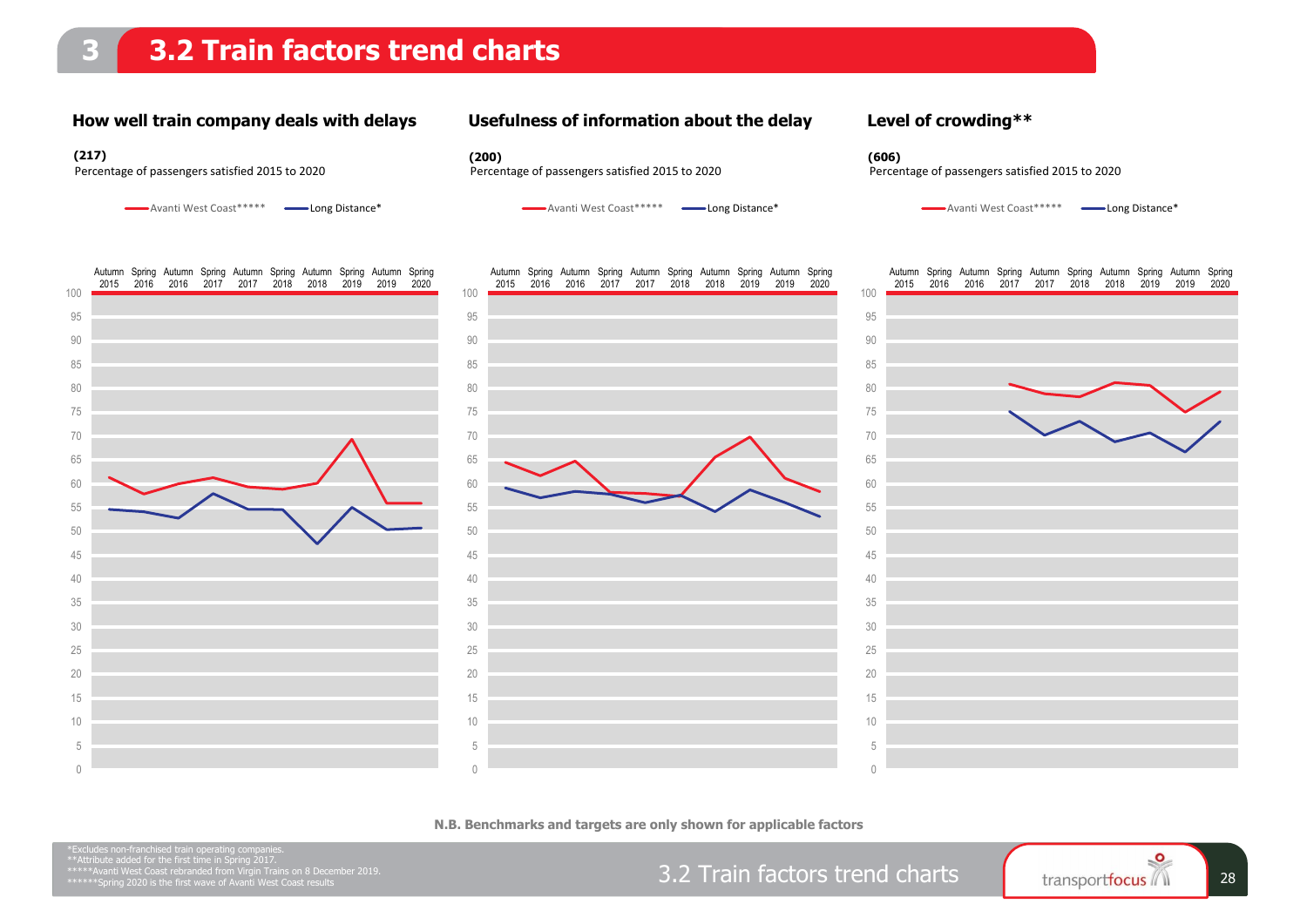# 3.2 Train factors trend charts

### How well train company deals with delays

**(217)**
Percentage of passengers satisfied 2015 to 2020

Avanti West Coast***** — Long Distance*

### Usefulness of information about the delay

**(200)**
Percentage of passengers satisfied 2015 to 2020

Avanti West Coast***** — Long Distance*

### Level of crowding**

**(606)**
Percentage of passengers satisfied 2015 to 2020

Avanti West Coast***** — Long Distance*

**N.B. Benchmarks and targets are only shown for applicable factors**

*Excludes non-franchised train operating companies.
**Attribute added for the first time in Spring 2017.
*****Avanti West Coast rebranded from Virgin Trains on 8 December 2019.
******Spring 2020 is the first wave of Avanti West Coast results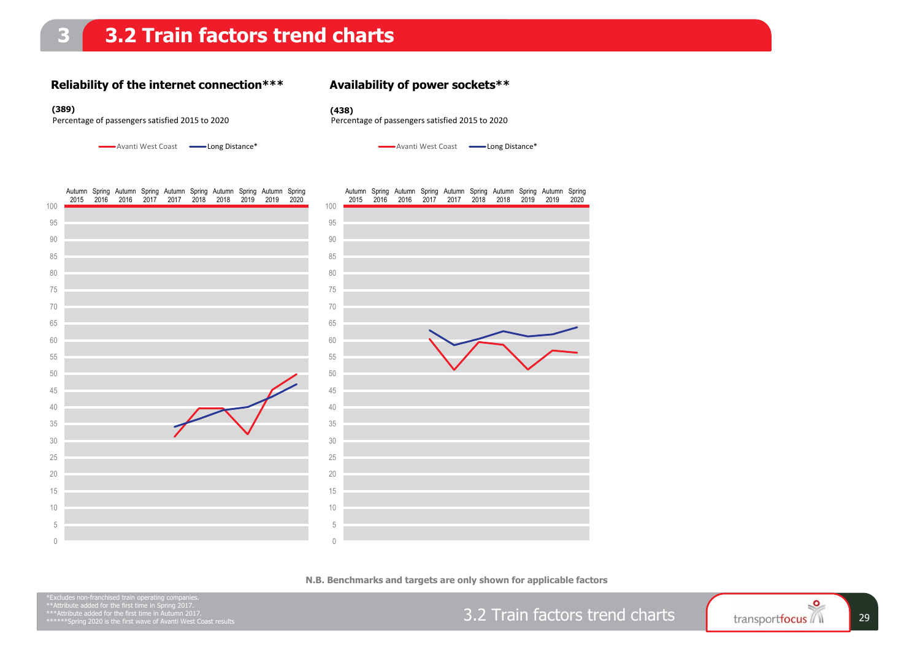# 3.2 Train factors trend charts

## Reliability of the internet connection***

**(389)**

Percentage of passengers satisfied 2015 to 2020

Avanti West Coast — Long Distance*

## Availability of power sockets**

**(438)**

Percentage of passengers satisfied 2015 to 2020

Avanti West Coast — Long Distance*

**N.B. Benchmarks and targets are only shown for applicable factors**

*Excludes non-franchised train operating companies.
**Attribute added for the first time in Spring 2017.
***Attribute added for the first time in Autumn 2017.
******Spring 2020 is the first wave of Avanti West Coast results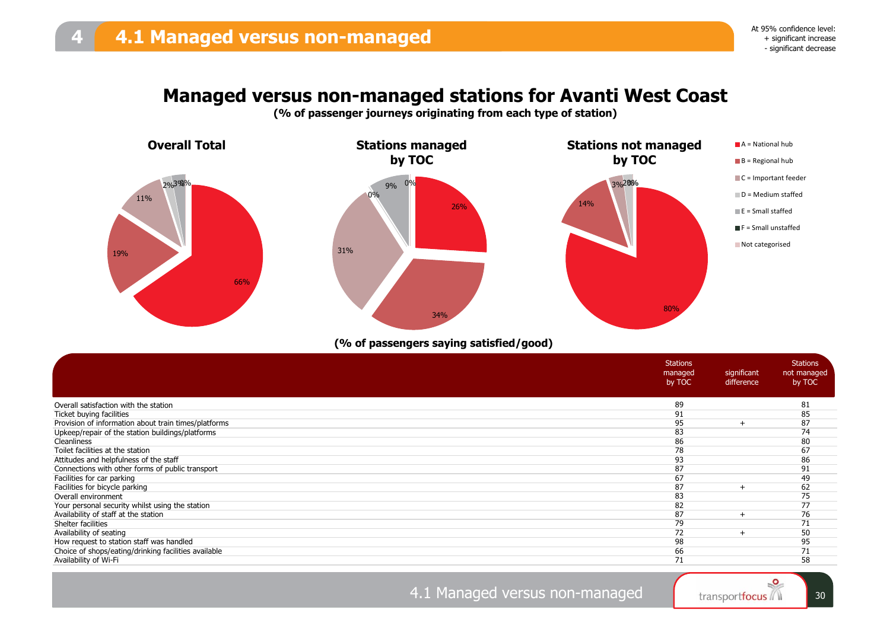# 4.1 Managed versus non-managed

At 95% confidence level:
+ significant increase
- significant decrease

## Managed versus non-managed stations for Avanti West Coast

**(% of passenger journeys originating from each type of station)**

### Overall Total

66%, 19%, 11%, 2%, 3%, 0%

### Stations managed by TOC

26%, 34%, 31%, 0%, 9%, 0%

### Stations not managed by TOC

80%, 14%, 3%, 2%, 0%, 0%

- A = National hub
- B = Regional hub
- C = Important feeder
- D = Medium staffed
- E = Small staffed
- F = Small unstaffed
- Not categorised

**(% of passengers saying satisfied/good)**

| | Stations managed by TOC | significant difference | Stations not managed by TOC |
|---|---|---|---|
| Overall satisfaction with the station | 89 | | 81 |
| Ticket buying facilities | 91 | | 85 |
| Provision of information about train times/platforms | 95 | + | 87 |
| Upkeep/repair of the station buildings/platforms | 83 | | 74 |
| Cleanliness | 86 | | 80 |
| Toilet facilities at the station | 78 | | 67 |
| Attitudes and helpfulness of the staff | 93 | | 86 |
| Connections with other forms of public transport | 87 | | 91 |
| Facilities for car parking | 67 | | 49 |
| Facilities for bicycle parking | 87 | + | 62 |
| Overall environment | 83 | | 75 |
| Your personal security whilst using the station | 82 | | 77 |
| Availability of staff at the station | 87 | + | 76 |
| Shelter facilities | 79 | | 71 |
| Availability of seating | 72 | + | 50 |
| How request to station staff was handled | 98 | | 95 |
| Choice of shops/eating/drinking facilities available | 66 | | 71 |
| Availability of Wi-Fi | 71 | | 58 |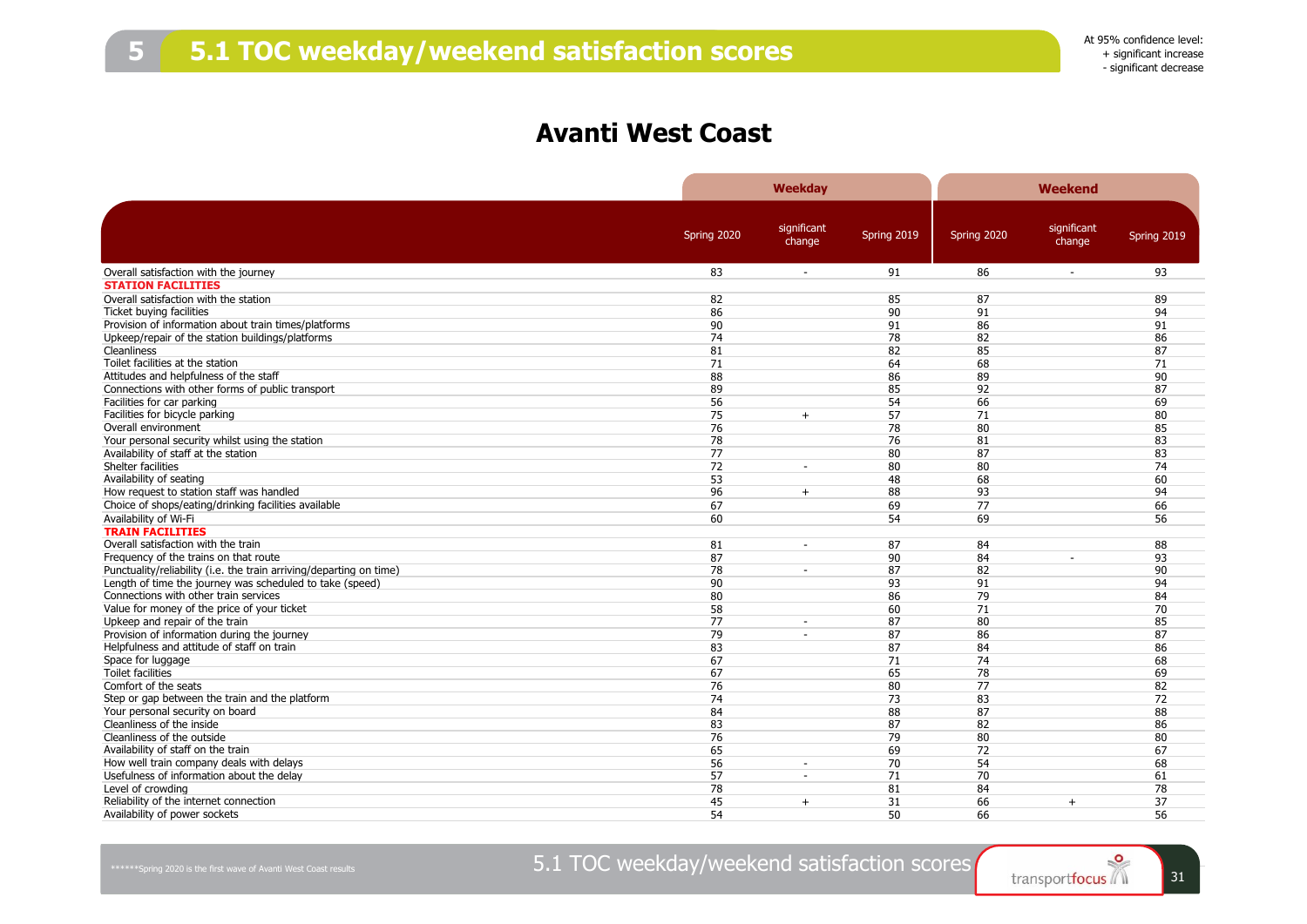# 5.1 TOC weekday/weekend satisfaction scores

At 95% confidence level:
+ significant increase
- significant decrease

## Avanti West Coast

| | Weekday | | | Weekend | | |
|---|---|---|---|---|---|---|
| | Spring 2020 | significant change | Spring 2019 | Spring 2020 | significant change | Spring 2019 |
| Overall satisfaction with the journey | 83 | - | 91 | 86 | - | 93 |
| **STATION FACILITIES** | | | | | | |
| Overall satisfaction with the station | 82 | | 85 | 87 | | 89 |
| Ticket buying facilities | 86 | | 90 | 91 | | 94 |
| Provision of information about train times/platforms | 90 | | 91 | 86 | | 91 |
| Upkeep/repair of the station buildings/platforms | 74 | | 78 | 82 | | 86 |
| Cleanliness | 81 | | 82 | 85 | | 87 |
| Toilet facilities at the station | 71 | | 64 | 68 | | 71 |
| Attitudes and helpfulness of the staff | 88 | | 86 | 89 | | 90 |
| Connections with other forms of public transport | 89 | | 85 | 92 | | 87 |
| Facilities for car parking | 56 | | 54 | 66 | | 69 |
| Facilities for bicycle parking | 75 | + | 57 | 71 | | 80 |
| Overall environment | 76 | | 78 | 80 | | 85 |
| Your personal security whilst using the station | 78 | | 76 | 81 | | 83 |
| Availability of staff at the station | 77 | | 80 | 87 | | 83 |
| Shelter facilities | 72 | - | 80 | 80 | | 74 |
| Availability of seating | 53 | | 48 | 68 | | 60 |
| How request to station staff was handled | 96 | + | 88 | 93 | | 94 |
| Choice of shops/eating/drinking facilities available | 67 | | 69 | 77 | | 66 |
| Availability of Wi-Fi | 60 | | 54 | 69 | | 56 |
| **TRAIN FACILITIES** | | | | | | |
| Overall satisfaction with the train | 81 | - | 87 | 84 | | 88 |
| Frequency of the trains on that route | 87 | | 90 | 84 | - | 93 |
| Punctuality/reliability (i.e. the train arriving/departing on time) | 78 | - | 87 | 82 | | 90 |
| Length of time the journey was scheduled to take (speed) | 90 | | 93 | 91 | | 94 |
| Connections with other train services | 80 | | 86 | 79 | | 84 |
| Value for money of the price of your ticket | 58 | | 60 | 71 | | 70 |
| Upkeep and repair of the train | 77 | - | 87 | 80 | | 85 |
| Provision of information during the journey | 79 | - | 87 | 86 | | 87 |
| Helpfulness and attitude of staff on train | 83 | | 87 | 84 | | 86 |
| Space for luggage | 67 | | 71 | 74 | | 68 |
| Toilet facilities | 67 | | 65 | 78 | | 69 |
| Comfort of the seats | 76 | | 80 | 77 | | 82 |
| Step or gap between the train and the platform | 74 | | 73 | 83 | | 72 |
| Your personal security on board | 84 | | 88 | 87 | | 88 |
| Cleanliness of the inside | 83 | | 87 | 82 | | 86 |
| Cleanliness of the outside | 76 | | 79 | 80 | | 80 |
| Availability of staff on the train | 65 | | 69 | 72 | | 67 |
| How well train company deals with delays | 56 | - | 70 | 54 | | 68 |
| Usefulness of information about the delay | 57 | - | 71 | 70 | | 61 |
| Level of crowding | 78 | | 81 | 84 | | 78 |
| Reliability of the internet connection | 45 | + | 31 | 66 | + | 37 |
| Availability of power sockets | 54 | | 50 | 66 | | 56 |

******Spring 2020 is the first wave of Avanti West Coast results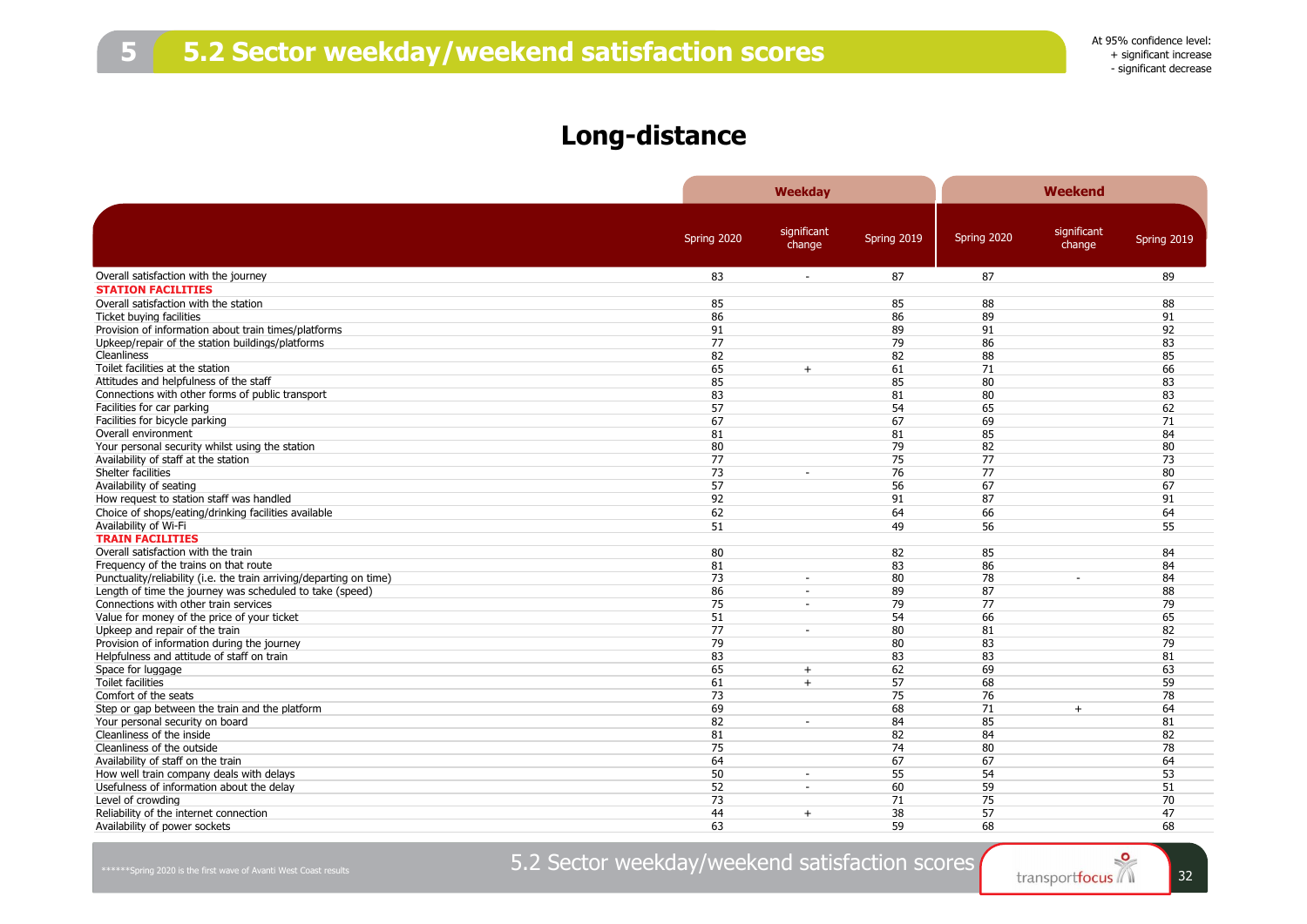# 5.2 Sector weekday/weekend satisfaction scores

At 95% confidence level:
+ significant increase
- significant decrease

## Long-distance

| | Weekday | | | Weekend | | |
|---|---|---|---|---|---|---|
| | Spring 2020 | significant change | Spring 2019 | Spring 2020 | significant change | Spring 2019 |
| Overall satisfaction with the journey | 83 | - | 87 | 87 | | 89 |
| **STATION FACILITIES** | | | | | | |
| Overall satisfaction with the station | 85 | | 85 | 88 | | 88 |
| Ticket buying facilities | 86 | | 86 | 89 | | 91 |
| Provision of information about train times/platforms | 91 | | 89 | 91 | | 92 |
| Upkeep/repair of the station buildings/platforms | 77 | | 79 | 86 | | 83 |
| Cleanliness | 82 | | 82 | 88 | | 85 |
| Toilet facilities at the station | 65 | + | 61 | 71 | | 66 |
| Attitudes and helpfulness of the staff | 85 | | 85 | 80 | | 83 |
| Connections with other forms of public transport | 83 | | 81 | 80 | | 83 |
| Facilities for car parking | 57 | | 54 | 65 | | 62 |
| Facilities for bicycle parking | 67 | | 67 | 69 | | 71 |
| Overall environment | 81 | | 81 | 85 | | 84 |
| Your personal security whilst using the station | 80 | | 79 | 82 | | 80 |
| Availability of staff at the station | 77 | | 75 | 77 | | 73 |
| Shelter facilities | 73 | - | 76 | 77 | | 80 |
| Availability of seating | 57 | | 56 | 67 | | 67 |
| How request to station staff was handled | 92 | | 91 | 87 | | 91 |
| Choice of shops/eating/drinking facilities available | 62 | | 64 | 66 | | 64 |
| Availability of Wi-Fi | 51 | | 49 | 56 | | 55 |
| **TRAIN FACILITIES** | | | | | | |
| Overall satisfaction with the train | 80 | | 82 | 85 | | 84 |
| Frequency of the trains on that route | 81 | | 83 | 86 | | 84 |
| Punctuality/reliability (i.e. the train arriving/departing on time) | 73 | - | 80 | 78 | - | 84 |
| Length of time the journey was scheduled to take (speed) | 86 | - | 89 | 87 | | 88 |
| Connections with other train services | 75 | - | 79 | 77 | | 79 |
| Value for money of the price of your ticket | 51 | | 54 | 66 | | 65 |
| Upkeep and repair of the train | 77 | - | 80 | 81 | | 82 |
| Provision of information during the journey | 79 | | 80 | 83 | | 79 |
| Helpfulness and attitude of staff on train | 83 | | 83 | 83 | | 81 |
| Space for luggage | 65 | + | 62 | 69 | | 63 |
| Toilet facilities | 61 | + | 57 | 68 | | 59 |
| Comfort of the seats | 73 | | 75 | 76 | | 78 |
| Step or gap between the train and the platform | 69 | | 68 | 71 | + | 64 |
| Your personal security on board | 82 | - | 84 | 85 | | 81 |
| Cleanliness of the inside | 81 | | 82 | 84 | | 82 |
| Cleanliness of the outside | 75 | | 74 | 80 | | 78 |
| Availability of staff on the train | 64 | | 67 | 67 | | 64 |
| How well train company deals with delays | 50 | - | 55 | 54 | | 53 |
| Usefulness of information about the delay | 52 | - | 60 | 59 | | 51 |
| Level of crowding | 73 | | 71 | 75 | | 70 |
| Reliability of the internet connection | 44 | + | 38 | 57 | | 47 |
| Availability of power sockets | 63 | | 59 | 68 | | 68 |

******Spring 2020 is the first wave of Avanti West Coast results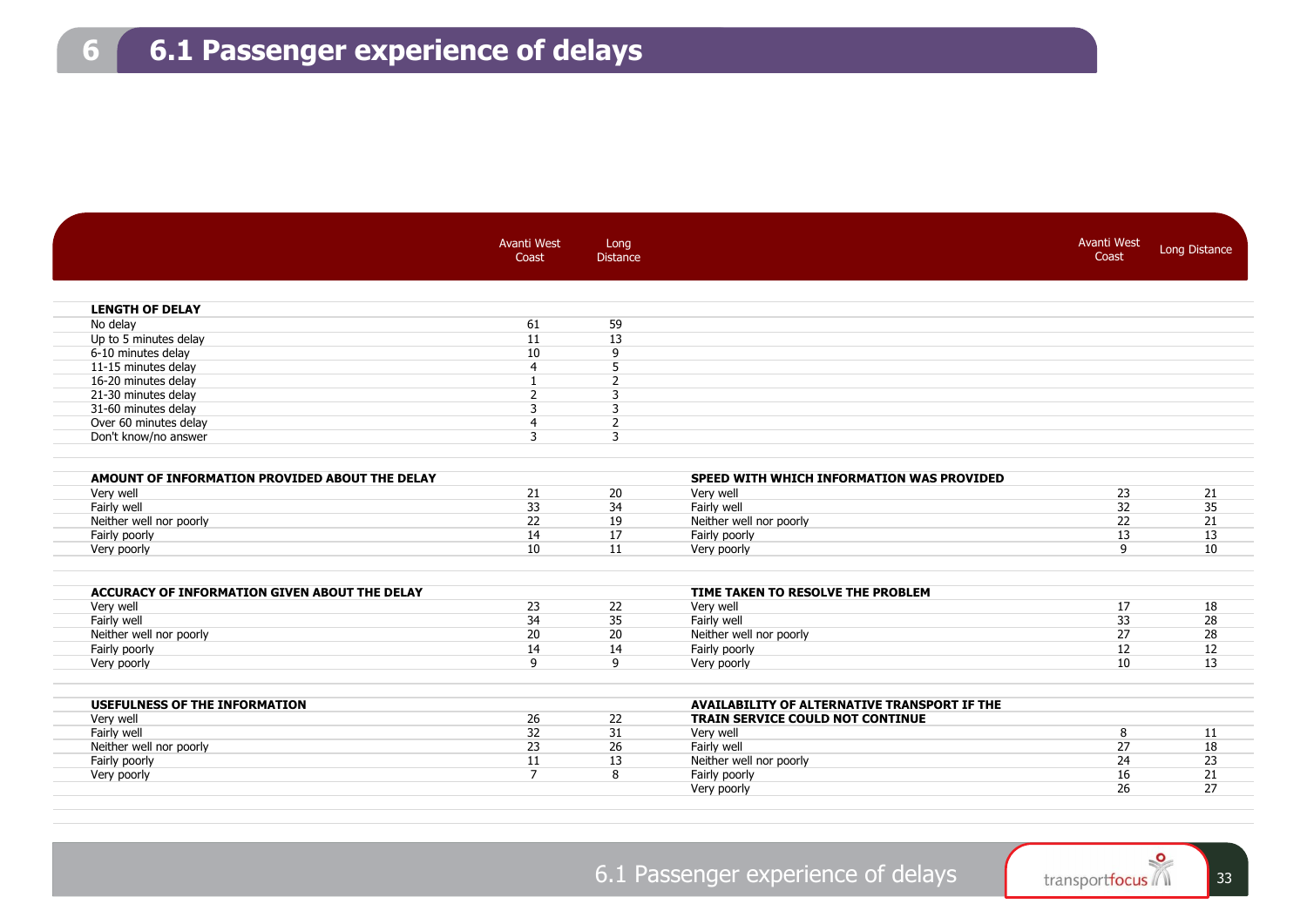# 6.1 Passenger experience of delays

| | Avanti West Coast | Long Distance |
|---|---|---|
| **LENGTH OF DELAY** | | |
| No delay | 61 | 59 |
| Up to 5 minutes delay | 11 | 13 |
| 6-10 minutes delay | 10 | 9 |
| 11-15 minutes delay | 4 | 5 |
| 16-20 minutes delay | 1 | 2 |
| 21-30 minutes delay | 2 | 3 |
| 31-60 minutes delay | 3 | 3 |
| Over 60 minutes delay | 4 | 2 |
| Don't know/no answer | 3 | 3 |
| **AMOUNT OF INFORMATION PROVIDED ABOUT THE DELAY** | | |
| Very well | 21 | 20 |
| Fairly well | 33 | 34 |
| Neither well nor poorly | 22 | 19 |
| Fairly poorly | 14 | 17 |
| Very poorly | 10 | 11 |
| **ACCURACY OF INFORMATION GIVEN ABOUT THE DELAY** | | |
| Very well | 23 | 22 |
| Fairly well | 34 | 35 |
| Neither well nor poorly | 20 | 20 |
| Fairly poorly | 14 | 14 |
| Very poorly | 9 | 9 |
| **USEFULNESS OF THE INFORMATION** | | |
| Very well | 26 | 22 |
| Fairly well | 32 | 31 |
| Neither well nor poorly | 23 | 26 |
| Fairly poorly | 11 | 13 |
| Very poorly | 7 | 8 |
| **SPEED WITH WHICH INFORMATION WAS PROVIDED** | | |
| Very well | 23 | 21 |
| Fairly well | 32 | 35 |
| Neither well nor poorly | 22 | 21 |
| Fairly poorly | 13 | 13 |
| Very poorly | 9 | 10 |
| **TIME TAKEN TO RESOLVE THE PROBLEM** | | |
| Very well | 17 | 18 |
| Fairly well | 33 | 28 |
| Neither well nor poorly | 27 | 28 |
| Fairly poorly | 12 | 12 |
| Very poorly | 10 | 13 |
| **AVAILABILITY OF ALTERNATIVE TRANSPORT IF THE TRAIN SERVICE COULD NOT CONTINUE** | | |
| Very well | 8 | 11 |
| Fairly well | 27 | 18 |
| Neither well nor poorly | 24 | 23 |
| Fairly poorly | 16 | 21 |
| Very poorly | 26 | 27 |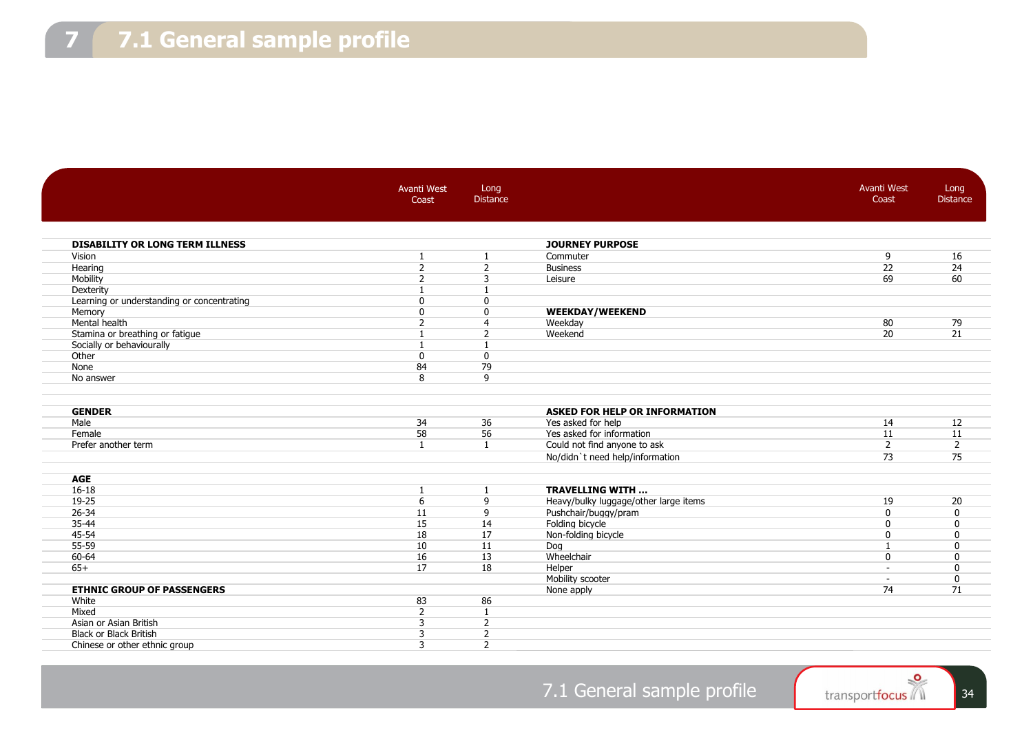# 7.1 General sample profile

| | Avanti West Coast | Long Distance |
|---|---|---|
| **DISABILITY OR LONG TERM ILLNESS** | | |
| Vision | 1 | 1 |
| Hearing | 2 | 2 |
| Mobility | 2 | 3 |
| Dexterity | 1 | 1 |
| Learning or understanding or concentrating | 0 | 0 |
| Memory | 0 | 0 |
| Mental health | 2 | 4 |
| Stamina or breathing or fatigue | 1 | 2 |
| Socially or behaviourally | 1 | 1 |
| Other | 0 | 0 |
| None | 84 | 79 |
| No answer | 8 | 9 |
| **GENDER** | | |
| Male | 34 | 36 |
| Female | 58 | 56 |
| Prefer another term | 1 | 1 |
| **AGE** | | |
| 16-18 | 1 | 1 |
| 19-25 | 6 | 9 |
| 26-34 | 11 | 9 |
| 35-44 | 15 | 14 |
| 45-54 | 18 | 17 |
| 55-59 | 10 | 11 |
| 60-64 | 16 | 13 |
| 65+ | 17 | 18 |
| **ETHNIC GROUP OF PASSENGERS** | | |
| White | 83 | 86 |
| Mixed | 2 | 1 |
| Asian or Asian British | 3 | 2 |
| Black or Black British | 3 | 2 |
| Chinese or other ethnic group | 3 | 2 |

| | Avanti West Coast | Long Distance |
|---|---|---|
| **JOURNEY PURPOSE** | | |
| Commuter | 9 | 16 |
| Business | 22 | 24 |
| Leisure | 69 | 60 |
| **WEEKDAY/WEEKEND** | | |
| Weekday | 80 | 79 |
| Weekend | 20 | 21 |
| **ASKED FOR HELP OR INFORMATION** | | |
| Yes asked for help | 14 | 12 |
| Yes asked for information | 11 | 11 |
| Could not find anyone to ask | 2 | 2 |
| No/didn`t need help/information | 73 | 75 |
| **TRAVELLING WITH …** | | |
| Heavy/bulky luggage/other large items | 19 | 20 |
| Pushchair/buggy/pram | 0 | 0 |
| Folding bicycle | 0 | 0 |
| Non-folding bicycle | 0 | 0 |
| Dog | 1 | 0 |
| Wheelchair | 0 | 0 |
| Helper | - | 0 |
| Mobility scooter | - | 0 |
| None apply | 74 | 71 |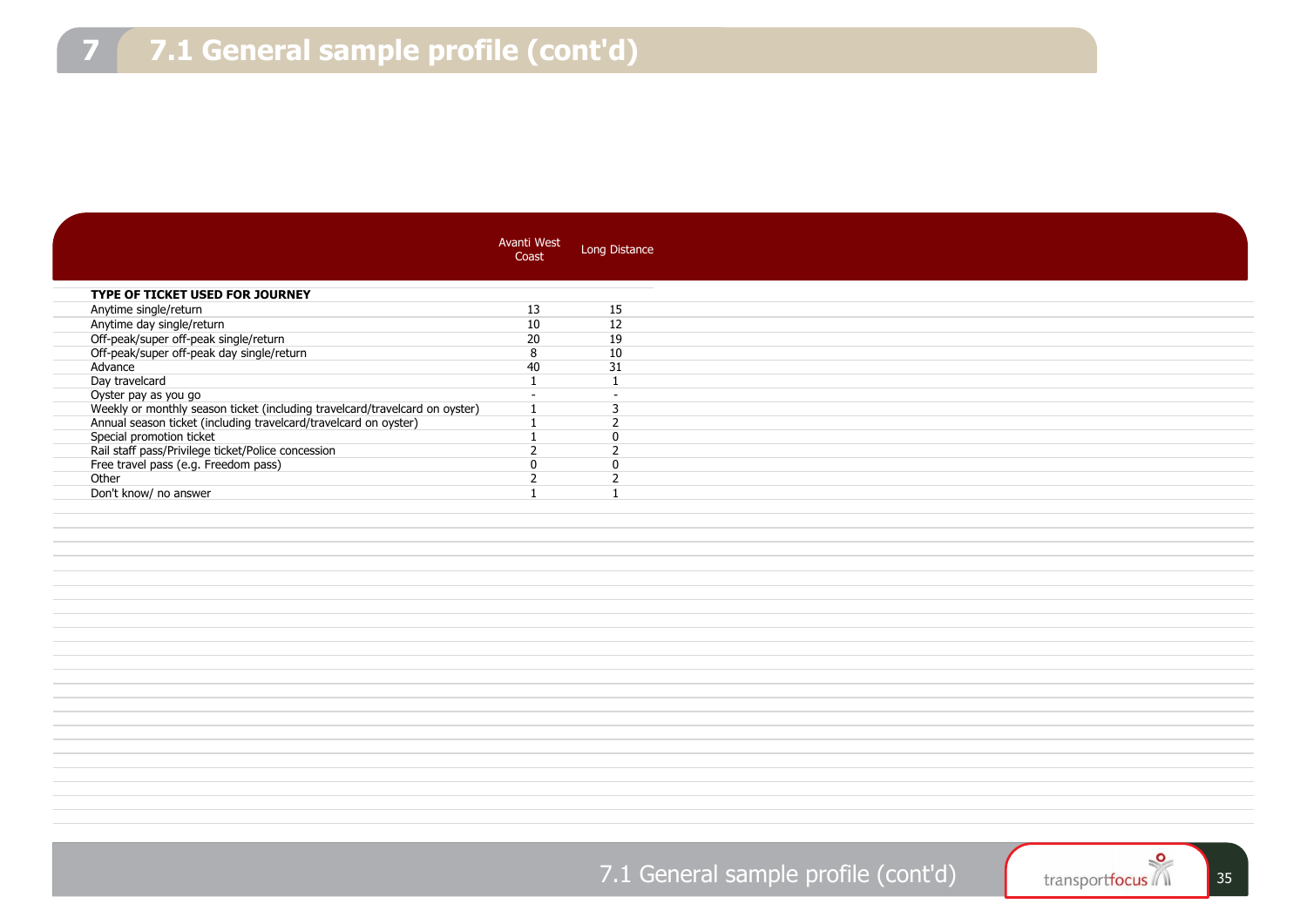# 7.1 General sample profile (cont'd)

| | Avanti West Coast | Long Distance |
|---|---|---|
| **TYPE OF TICKET USED FOR JOURNEY** | | |
| Anytime single/return | 13 | 15 |
| Anytime day single/return | 10 | 12 |
| Off-peak/super off-peak single/return | 20 | 19 |
| Off-peak/super off-peak day single/return | 8 | 10 |
| Advance | 40 | 31 |
| Day travelcard | 1 | 1 |
| Oyster pay as you go | - | - |
| Weekly or monthly season ticket (including travelcard/travelcard on oyster) | 1 | 3 |
| Annual season ticket (including travelcard/travelcard on oyster) | 1 | 2 |
| Special promotion ticket | 1 | 0 |
| Rail staff pass/Privilege ticket/Police concession | 2 | 2 |
| Free travel pass (e.g. Freedom pass) | 0 | 0 |
| Other | 2 | 2 |
| Don't know/ no answer | 1 | 1 |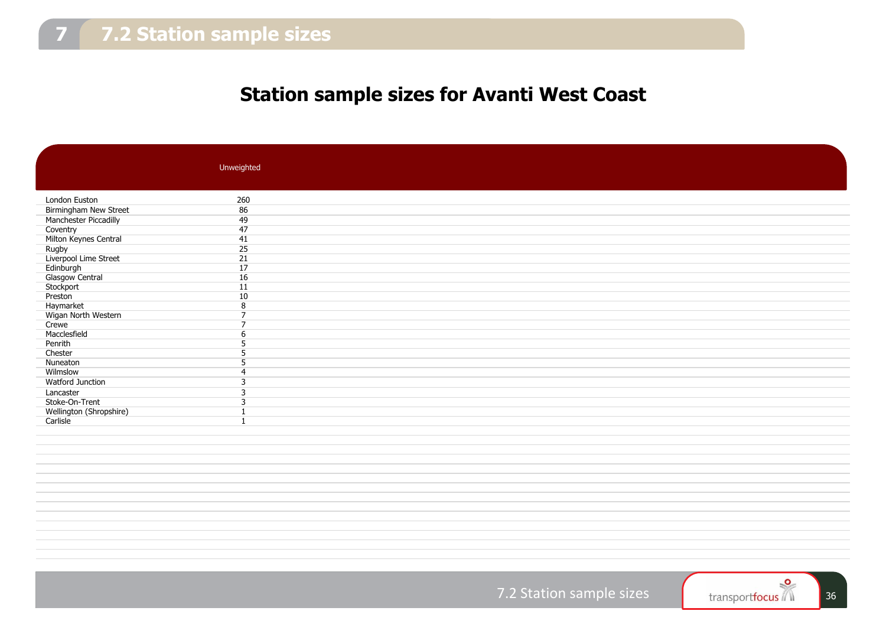# 7.2 Station sample sizes

## Station sample sizes for Avanti West Coast

| | Unweighted |
|---|---|
| London Euston | 260 |
| Birmingham New Street | 86 |
| Manchester Piccadilly | 49 |
| Coventry | 47 |
| Milton Keynes Central | 41 |
| Rugby | 25 |
| Liverpool Lime Street | 21 |
| Edinburgh | 17 |
| Glasgow Central | 16 |
| Stockport | 11 |
| Preston | 10 |
| Haymarket | 8 |
| Wigan North Western | 7 |
| Crewe | 7 |
| Macclesfield | 6 |
| Penrith | 5 |
| Chester | 5 |
| Nuneaton | 5 |
| Wilmslow | 4 |
| Watford Junction | 3 |
| Lancaster | 3 |
| Stoke-On-Trent | 3 |
| Wellington (Shropshire) | 1 |
| Carlisle | 1 |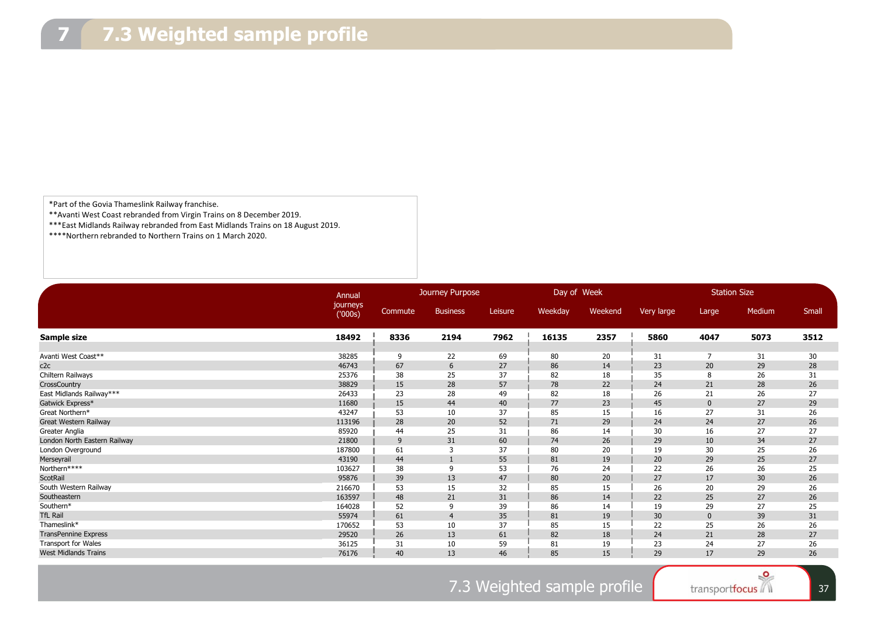# 7 7.3 Weighted sample profile

*Part of the Govia Thameslink Railway franchise.
**Avanti West Coast rebranded from Virgin Trains on 8 December 2019.
***East Midlands Railway rebranded from East Midlands Trains on 18 August 2019.
****Northern rebranded to Northern Trains on 1 March 2020.

| | Annual journeys ('000s) | Journey Purpose | | | Day of Week | | Station Size | | | |
|---|---|---|---|---|---|---|---|---|---|---|
| | | Commute | Business | Leisure | Weekday | Weekend | Very large | Large | Medium | Small |
| **Sample size** | **18492** | **8336** | **2194** | **7962** | **16135** | **2357** | **5860** | **4047** | **5073** | **3512** |
| Avanti West Coast** | 38285 | 9 | 22 | 69 | 80 | 20 | 31 | 7 | 31 | 30 |
| c2c | 46743 | 67 | 6 | 27 | 86 | 14 | 23 | 20 | 29 | 28 |
| Chiltern Railways | 25376 | 38 | 25 | 37 | 82 | 18 | 35 | 8 | 26 | 31 |
| CrossCountry | 38829 | 15 | 28 | 57 | 78 | 22 | 24 | 21 | 28 | 26 |
| East Midlands Railway*** | 26433 | 23 | 28 | 49 | 82 | 18 | 26 | 21 | 26 | 27 |
| Gatwick Express* | 11680 | 15 | 44 | 40 | 77 | 23 | 45 | 0 | 27 | 29 |
| Great Northern* | 43247 | 53 | 10 | 37 | 85 | 15 | 16 | 27 | 31 | 26 |
| Great Western Railway | 113196 | 28 | 20 | 52 | 71 | 29 | 24 | 24 | 27 | 26 |
| Greater Anglia | 85920 | 44 | 25 | 31 | 86 | 14 | 30 | 16 | 27 | 27 |
| London North Eastern Railway | 21800 | 9 | 31 | 60 | 74 | 26 | 29 | 10 | 34 | 27 |
| London Overground | 187800 | 61 | 3 | 37 | 80 | 20 | 19 | 30 | 25 | 26 |
| Merseyrail | 43190 | 44 | 1 | 55 | 81 | 19 | 20 | 29 | 25 | 27 |
| Northern**** | 103627 | 38 | 9 | 53 | 76 | 24 | 22 | 26 | 26 | 25 |
| ScotRail | 95876 | 39 | 13 | 47 | 80 | 20 | 27 | 17 | 30 | 26 |
| South Western Railway | 216670 | 53 | 15 | 32 | 85 | 15 | 26 | 20 | 29 | 26 |
| Southeastern | 163597 | 48 | 21 | 31 | 86 | 14 | 22 | 25 | 27 | 26 |
| Southern* | 164028 | 52 | 9 | 39 | 86 | 14 | 19 | 29 | 27 | 25 |
| TfL Rail | 55974 | 61 | 4 | 35 | 81 | 19 | 30 | 0 | 39 | 31 |
| Thameslink* | 170652 | 53 | 10 | 37 | 85 | 15 | 22 | 25 | 26 | 26 |
| TransPennine Express | 29520 | 26 | 13 | 61 | 82 | 18 | 24 | 21 | 28 | 27 |
| Transport for Wales | 36125 | 31 | 10 | 59 | 81 | 19 | 23 | 24 | 27 | 26 |
| West Midlands Trains | 76176 | 40 | 13 | 46 | 85 | 15 | 29 | 17 | 29 | 26 |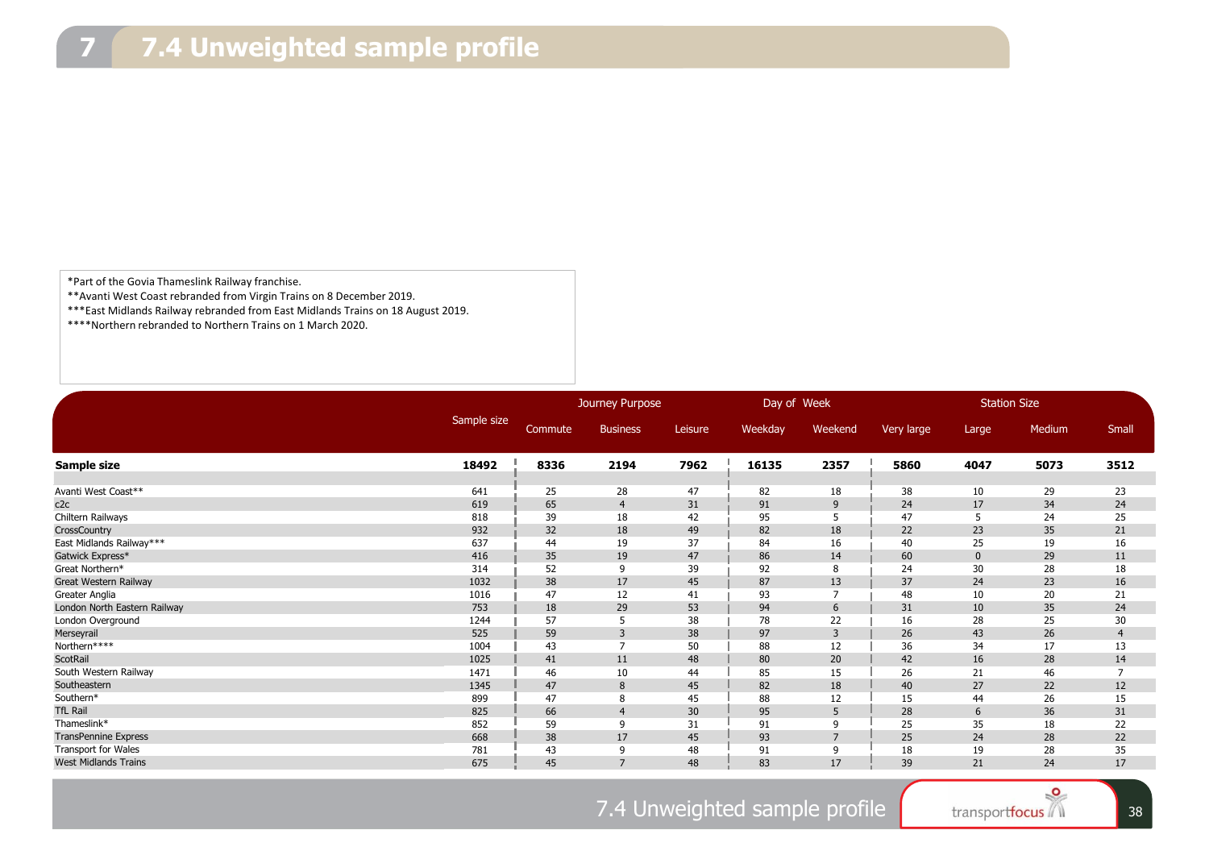# 7.4 Unweighted sample profile

*Part of the Govia Thameslink Railway franchise.
**Avanti West Coast rebranded from Virgin Trains on 8 December 2019.
***East Midlands Railway rebranded from East Midlands Trains on 18 August 2019.
****Northern rebranded to Northern Trains on 1 March 2020.

| | Sample size | Journey Purpose | | | Day of Week | | Station Size | | | |
|---|---|---|---|---|---|---|---|---|---|---|
| | | Commute | Business | Leisure | Weekday | Weekend | Very large | Large | Medium | Small |
| **Sample size** | **18492** | **8336** | **2194** | **7962** | **16135** | **2357** | **5860** | **4047** | **5073** | **3512** |
| Avanti West Coast** | 641 | 25 | 28 | 47 | 82 | 18 | 38 | 10 | 29 | 23 |
| c2c | 619 | 65 | 4 | 31 | 91 | 9 | 24 | 17 | 34 | 24 |
| Chiltern Railways | 818 | 39 | 18 | 42 | 95 | 5 | 47 | 5 | 24 | 25 |
| CrossCountry | 932 | 32 | 18 | 49 | 82 | 18 | 22 | 23 | 35 | 21 |
| East Midlands Railway*** | 637 | 44 | 19 | 37 | 84 | 16 | 40 | 25 | 19 | 16 |
| Gatwick Express* | 416 | 35 | 19 | 47 | 86 | 14 | 60 | 0 | 29 | 11 |
| Great Northern* | 314 | 52 | 9 | 39 | 92 | 8 | 24 | 30 | 28 | 18 |
| Great Western Railway | 1032 | 38 | 17 | 45 | 87 | 13 | 37 | 24 | 23 | 16 |
| Greater Anglia | 1016 | 47 | 12 | 41 | 93 | 7 | 48 | 10 | 20 | 21 |
| London North Eastern Railway | 753 | 18 | 29 | 53 | 94 | 6 | 31 | 10 | 35 | 24 |
| London Overground | 1244 | 57 | 5 | 38 | 78 | 22 | 16 | 28 | 25 | 30 |
| Merseyrail | 525 | 59 | 3 | 38 | 97 | 3 | 26 | 43 | 26 | 4 |
| Northern**** | 1004 | 43 | 7 | 50 | 88 | 12 | 36 | 34 | 17 | 13 |
| ScotRail | 1025 | 41 | 11 | 48 | 80 | 20 | 42 | 16 | 28 | 14 |
| South Western Railway | 1471 | 46 | 10 | 44 | 85 | 15 | 26 | 21 | 46 | 7 |
| Southeastern | 1345 | 47 | 8 | 45 | 82 | 18 | 40 | 27 | 22 | 12 |
| Southern* | 899 | 47 | 8 | 45 | 88 | 12 | 15 | 44 | 26 | 15 |
| TfL Rail | 825 | 66 | 4 | 30 | 95 | 5 | 28 | 6 | 36 | 31 |
| Thameslink* | 852 | 59 | 9 | 31 | 91 | 9 | 25 | 35 | 18 | 22 |
| TransPennine Express | 668 | 38 | 17 | 45 | 93 | 7 | 25 | 24 | 28 | 22 |
| Transport for Wales | 781 | 43 | 9 | 48 | 91 | 9 | 18 | 19 | 28 | 35 |
| West Midlands Trains | 675 | 45 | 7 | 48 | 83 | 17 | 39 | 21 | 24 | 17 |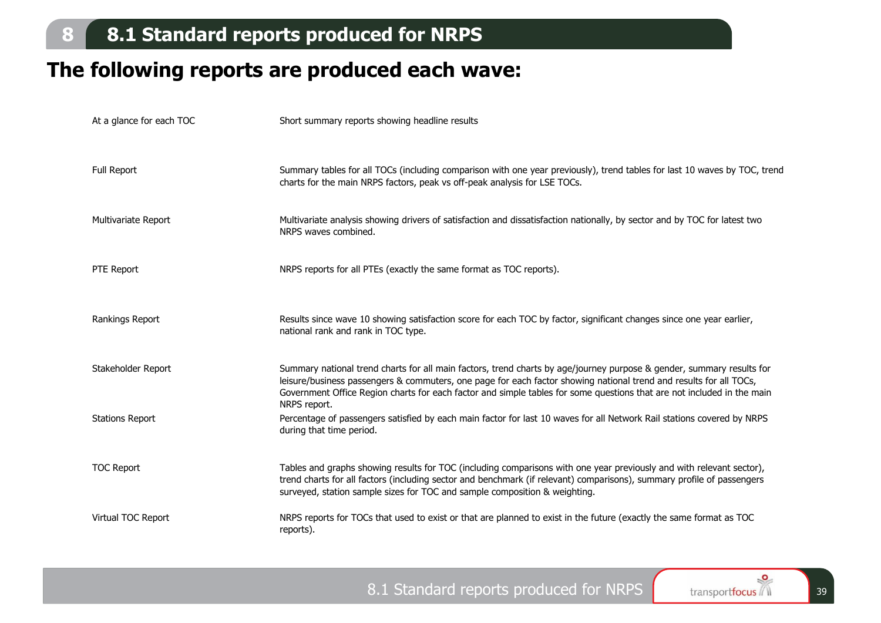# 8.1 Standard reports produced for NRPS

## The following reports are produced each wave:

| Report | Description |
|---|---|
| At a glance for each TOC | Short summary reports showing headline results |
| Full Report | Summary tables for all TOCs (including comparison with one year previously), trend tables for last 10 waves by TOC, trend charts for the main NRPS factors, peak vs off-peak analysis for LSE TOCs. |
| Multivariate Report | Multivariate analysis showing drivers of satisfaction and dissatisfaction nationally, by sector and by TOC for latest two NRPS waves combined. |
| PTE Report | NRPS reports for all PTEs (exactly the same format as TOC reports). |
| Rankings Report | Results since wave 10 showing satisfaction score for each TOC by factor, significant changes since one year earlier, national rank and rank in TOC type. |
| Stakeholder Report | Summary national trend charts for all main factors, trend charts by age/journey purpose & gender, summary results for leisure/business passengers & commuters, one page for each factor showing national trend and results for all TOCs, Government Office Region charts for each factor and simple tables for some questions that are not included in the main NRPS report. |
| Stations Report | Percentage of passengers satisfied by each main factor for last 10 waves for all Network Rail stations covered by NRPS during that time period. |
| TOC Report | Tables and graphs showing results for TOC (including comparisons with one year previously and with relevant sector), trend charts for all factors (including sector and benchmark (if relevant) comparisons), summary profile of passengers surveyed, station sample sizes for TOC and sample composition & weighting. |
| Virtual TOC Report | NRPS reports for TOCs that used to exist or that are planned to exist in the future (exactly the same format as TOC reports). |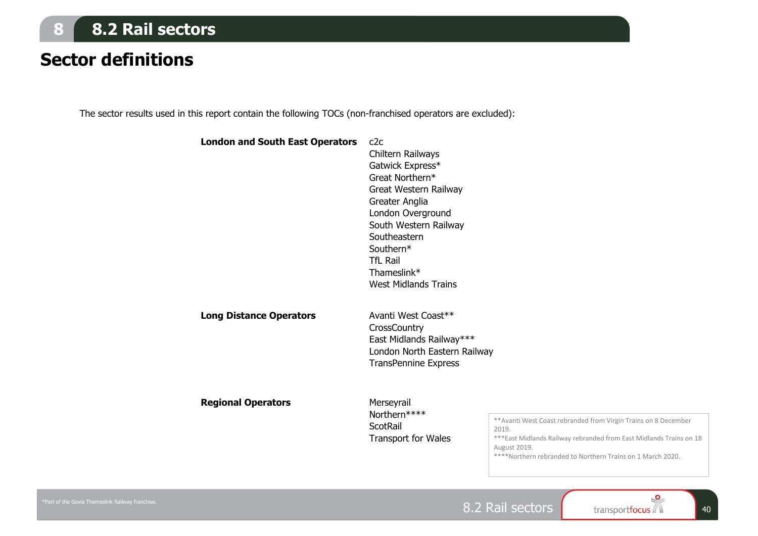# 8.2 Rail sectors

## Sector definitions

The sector results used in this report contain the following TOCs (non-franchised operators are excluded):

| | |
|---|---|
| **London and South East Operators** | c2c<br>Chiltern Railways<br>Gatwick Express*<br>Great Northern*<br>Great Western Railway<br>Greater Anglia<br>London Overground<br>South Western Railway<br>Southeastern<br>Southern*<br>TfL Rail<br>Thameslink*<br>West Midlands Trains |
| **Long Distance Operators** | Avanti West Coast**<br>CrossCountry<br>East Midlands Railway***<br>London North Eastern Railway<br>TransPennine Express |
| **Regional Operators** | Merseyrail<br>Northern****<br>ScotRail<br>Transport for Wales |

**Avanti West Coast rebranded from Virgin Trains on 8 December 2019.
***East Midlands Railway rebranded from East Midlands Trains on 18 August 2019.
****Northern rebranded to Northern Trains on 1 March 2020.

*Part of the Govia Thameslink Railway franchise.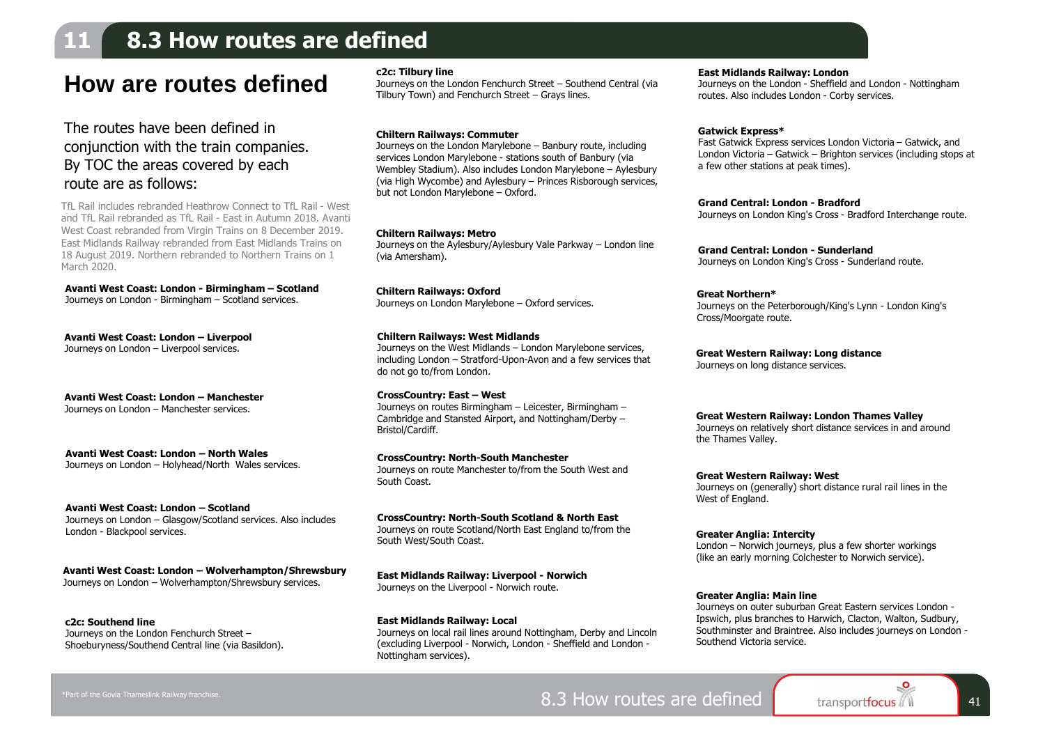## 8.3 How routes are defined

# How are routes defined

The routes have been defined in conjunction with the train companies. By TOC the areas covered by each route are as follows:

TfL Rail includes rebranded Heathrow Connect to TfL Rail - West and TfL Rail rebranded as TfL Rail - East in Autumn 2018. Avanti West Coast rebranded from Virgin Trains on 8 December 2019. East Midlands Railway rebranded from East Midlands Trains on 18 August 2019. Northern rebranded to Northern Trains on 1 March 2020.

**Avanti West Coast: London - Birmingham – Scotland**
Journeys on London - Birmingham – Scotland services.

**Avanti West Coast: London – Liverpool**
Journeys on London – Liverpool services.

**Avanti West Coast: London – Manchester**
Journeys on London – Manchester services.

**Avanti West Coast: London – North Wales**
Journeys on London – Holyhead/North Wales services.

**Avanti West Coast: London – Scotland**
Journeys on London – Glasgow/Scotland services. Also includes London - Blackpool services.

**Avanti West Coast: London – Wolverhampton/Shrewsbury**
Journeys on London – Wolverhampton/Shrewsbury services.

**c2c: Southend line**
Journeys on the London Fenchurch Street – Shoeburyness/Southend Central line (via Basildon).

**c2c: Tilbury line**
Journeys on the London Fenchurch Street – Southend Central (via Tilbury Town) and Fenchurch Street – Grays lines.

**Chiltern Railways: Commuter**
Journeys on the London Marylebone – Banbury route, including services London Marylebone - stations south of Banbury (via Wembley Stadium). Also includes London Marylebone – Aylesbury (via High Wycombe) and Aylesbury – Princes Risborough services, but not London Marylebone – Oxford.

**Chiltern Railways: Metro**
Journeys on the Aylesbury/Aylesbury Vale Parkway – London line (via Amersham).

**Chiltern Railways: Oxford**
Journeys on London Marylebone – Oxford services.

**Chiltern Railways: West Midlands**
Journeys on the West Midlands – London Marylebone services, including London – Stratford-Upon-Avon and a few services that do not go to/from London.

**CrossCountry: East – West**
Journeys on routes Birmingham – Leicester, Birmingham – Cambridge and Stansted Airport, and Nottingham/Derby – Bristol/Cardiff.

**CrossCountry: North-South Manchester**
Journeys on route Manchester to/from the South West and South Coast.

**CrossCountry: North-South Scotland & North East**
Journeys on route Scotland/North East England to/from the South West/South Coast.

**East Midlands Railway: Liverpool - Norwich**
Journeys on the Liverpool - Norwich route.

**East Midlands Railway: Local**
Journeys on local rail lines around Nottingham, Derby and Lincoln (excluding Liverpool - Norwich, London - Sheffield and London - Nottingham services).

**East Midlands Railway: London**
Journeys on the London - Sheffield and London - Nottingham routes. Also includes London - Corby services.

**Gatwick Express***
Fast Gatwick Express services London Victoria – Gatwick, and London Victoria – Gatwick – Brighton services (including stops at a few other stations at peak times).

**Grand Central: London - Bradford**
Journeys on London King's Cross - Bradford Interchange route.

**Grand Central: London - Sunderland**
Journeys on London King's Cross - Sunderland route.

**Great Northern***
Journeys on the Peterborough/King's Lynn - London King's Cross/Moorgate route.

**Great Western Railway: Long distance**
Journeys on long distance services.

**Great Western Railway: London Thames Valley**
Journeys on relatively short distance services in and around the Thames Valley.

**Great Western Railway: West**
Journeys on (generally) short distance rural rail lines in the West of England.

**Greater Anglia: Intercity**
London – Norwich journeys, plus a few shorter workings (like an early morning Colchester to Norwich service).

**Greater Anglia: Main line**
Journeys on outer suburban Great Eastern services London - Ipswich, plus branches to Harwich, Clacton, Walton, Sudbury, Southminster and Braintree. Also includes journeys on London - Southend Victoria service.

*Part of the Govia Thameslink Railway franchise.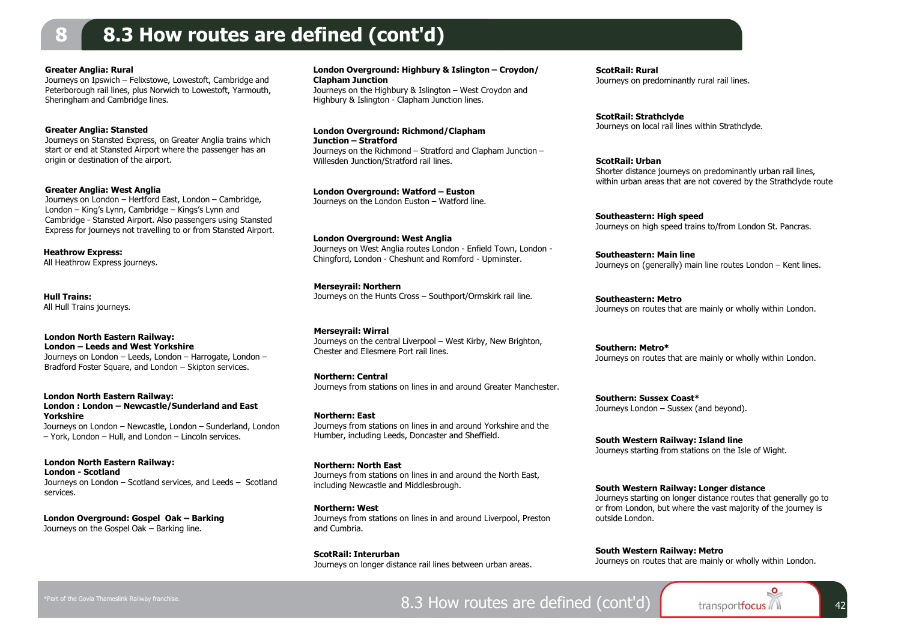# 8.3 How routes are defined (cont'd)

**Greater Anglia: Rural**
Journeys on Ipswich – Felixstowe, Lowestoft, Cambridge and Peterborough rail lines, plus Norwich to Lowestoft, Yarmouth, Sheringham and Cambridge lines.

**Greater Anglia: Stansted**
Journeys on Stansted Express, on Greater Anglia trains which start or end at Stansted Airport where the passenger has an origin or destination of the airport.

**Greater Anglia: West Anglia**
Journeys on London – Hertford East, London – Cambridge, London – King's Lynn, Cambridge – Kings's Lynn and Cambridge - Stansted Airport. Also passengers using Stansted Express for journeys not travelling to or from Stansted Airport.

**Heathrow Express:**
All Heathrow Express journeys.

**Hull Trains:**
All Hull Trains journeys.

**London North Eastern Railway: London – Leeds and West Yorkshire**
Journeys on London – Leeds, London – Harrogate, London – Bradford Foster Square, and London – Skipton services.

**London North Eastern Railway: London : London – Newcastle/Sunderland and East Yorkshire**
Journeys on London – Newcastle, London – Sunderland, London – York, London – Hull, and London – Lincoln services.

**London North Eastern Railway: London - Scotland**
Journeys on London – Scotland services, and Leeds – Scotland services.

**London Overground: Gospel Oak – Barking**
Journeys on the Gospel Oak – Barking line.

**London Overground: Highbury & Islington – Croydon/ Clapham Junction**
Journeys on the Highbury & Islington – West Croydon and Highbury & Islington - Clapham Junction lines.

**London Overground: Richmond/Clapham Junction – Stratford**
Journeys on the Richmond – Stratford and Clapham Junction – Willesden Junction/Stratford rail lines.

**London Overground: Watford – Euston**
Journeys on the London Euston – Watford line.

**London Overground: West Anglia**
Journeys on West Anglia routes London - Enfield Town, London - Chingford, London - Cheshunt and Romford - Upminster.

**Merseyrail: Northern**
Journeys on the Hunts Cross – Southport/Ormskirk rail line.

**Merseyrail: Wirral**
Journeys on the central Liverpool – West Kirby, New Brighton, Chester and Ellesmere Port rail lines.

**Northern: Central**
Journeys from stations on lines in and around Greater Manchester.

**Northern: East**
Journeys from stations on lines in and around Yorkshire and the Humber, including Leeds, Doncaster and Sheffield.

**Northern: North East**
Journeys from stations on lines in and around the North East, including Newcastle and Middlesbrough.

**Northern: West**
Journeys from stations on lines in and around Liverpool, Preston and Cumbria.

**ScotRail: Interurban**
Journeys on longer distance rail lines between urban areas.

**ScotRail: Rural**
Journeys on predominantly rural rail lines.

**ScotRail: Strathclyde**
Journeys on local rail lines within Strathclyde.

**ScotRail: Urban**
Shorter distance journeys on predominantly urban rail lines, within urban areas that are not covered by the Strathclyde route

**Southeastern: High speed**
Journeys on high speed trains to/from London St. Pancras.

**Southeastern: Main line**
Journeys on (generally) main line routes London – Kent lines.

**Southeastern: Metro**
Journeys on routes that are mainly or wholly within London.

**Southern: Metro***
Journeys on routes that are mainly or wholly within London.

**Southern: Sussex Coast***
Journeys London – Sussex (and beyond).

**South Western Railway: Island line**
Journeys starting from stations on the Isle of Wight.

**South Western Railway: Longer distance**
Journeys starting on longer distance routes that generally go to or from London, but where the vast majority of the journey is outside London.

**South Western Railway: Metro**
Journeys on routes that are mainly or wholly within London.

*Part of the Govia Thameslink Railway franchise.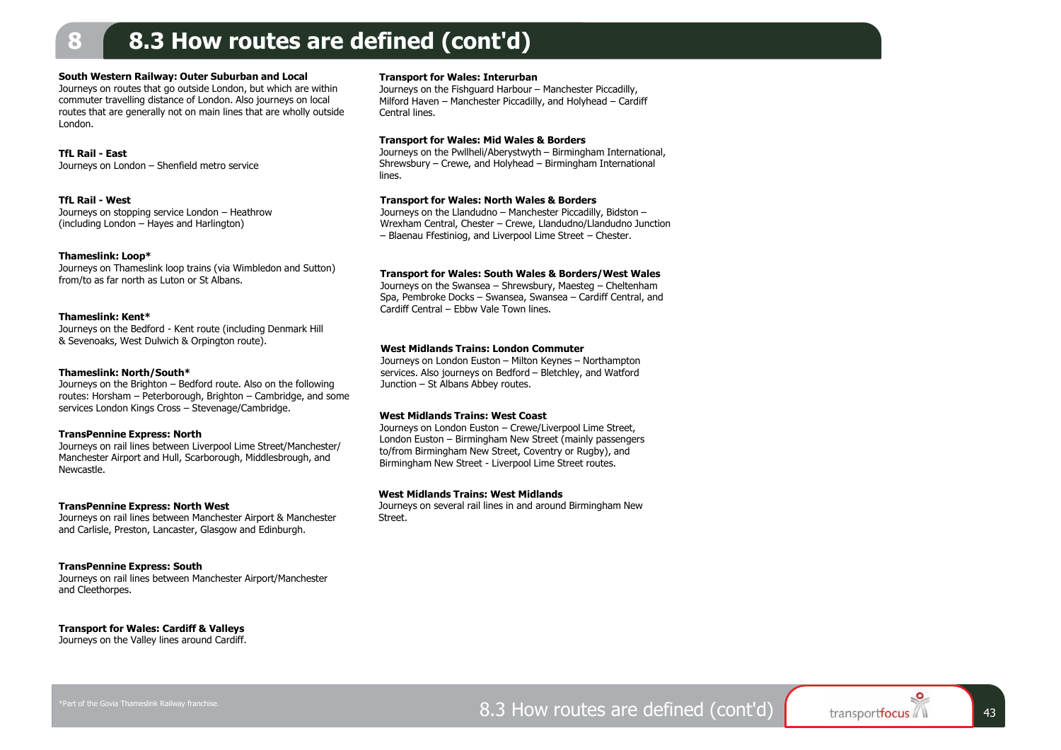# 8.3 How routes are defined (cont'd)

**South Western Railway: Outer Suburban and Local**
Journeys on routes that go outside London, but which are within commuter travelling distance of London. Also journeys on local routes that are generally not on main lines that are wholly outside London.

**TfL Rail - East**
Journeys on London – Shenfield metro service

**TfL Rail - West**
Journeys on stopping service London – Heathrow (including London – Hayes and Harlington)

**Thameslink: Loop***
Journeys on Thameslink loop trains (via Wimbledon and Sutton) from/to as far north as Luton or St Albans.

**Thameslink: Kent***
Journeys on the Bedford - Kent route (including Denmark Hill & Sevenoaks, West Dulwich & Orpington route).

**Thameslink: North/South***
Journeys on the Brighton – Bedford route. Also on the following routes: Horsham – Peterborough, Brighton – Cambridge, and some services London Kings Cross – Stevenage/Cambridge.

**TransPennine Express: North**
Journeys on rail lines between Liverpool Lime Street/Manchester/ Manchester Airport and Hull, Scarborough, Middlesbrough, and Newcastle.

**TransPennine Express: North West**
Journeys on rail lines between Manchester Airport & Manchester and Carlisle, Preston, Lancaster, Glasgow and Edinburgh.

**TransPennine Express: South**
Journeys on rail lines between Manchester Airport/Manchester and Cleethorpes.

**Transport for Wales: Cardiff & Valleys**
Journeys on the Valley lines around Cardiff.

**Transport for Wales: Interurban**
Journeys on the Fishguard Harbour – Manchester Piccadilly, Milford Haven – Manchester Piccadilly, and Holyhead – Cardiff Central lines.

**Transport for Wales: Mid Wales & Borders**
Journeys on the Pwllheli/Aberystwyth – Birmingham International, Shrewsbury – Crewe, and Holyhead – Birmingham International lines.

**Transport for Wales: North Wales & Borders**
Journeys on the Llandudno – Manchester Piccadilly, Bidston – Wrexham Central, Chester – Crewe, Llandudno/Llandudno Junction – Blaenau Ffestiniog, and Liverpool Lime Street – Chester.

**Transport for Wales: South Wales & Borders/West Wales**
Journeys on the Swansea – Shrewsbury, Maesteg – Cheltenham Spa, Pembroke Docks – Swansea, Swansea – Cardiff Central, and Cardiff Central – Ebbw Vale Town lines.

**West Midlands Trains: London Commuter**
Journeys on London Euston – Milton Keynes – Northampton services. Also journeys on Bedford – Bletchley, and Watford Junction – St Albans Abbey routes.

**West Midlands Trains: West Coast**
Journeys on London Euston – Crewe/Liverpool Lime Street, London Euston – Birmingham New Street (mainly passengers to/from Birmingham New Street, Coventry or Rugby), and Birmingham New Street - Liverpool Lime Street routes.

**West Midlands Trains: West Midlands**
Journeys on several rail lines in and around Birmingham New Street.

*Part of the Govia Thameslink Railway franchise.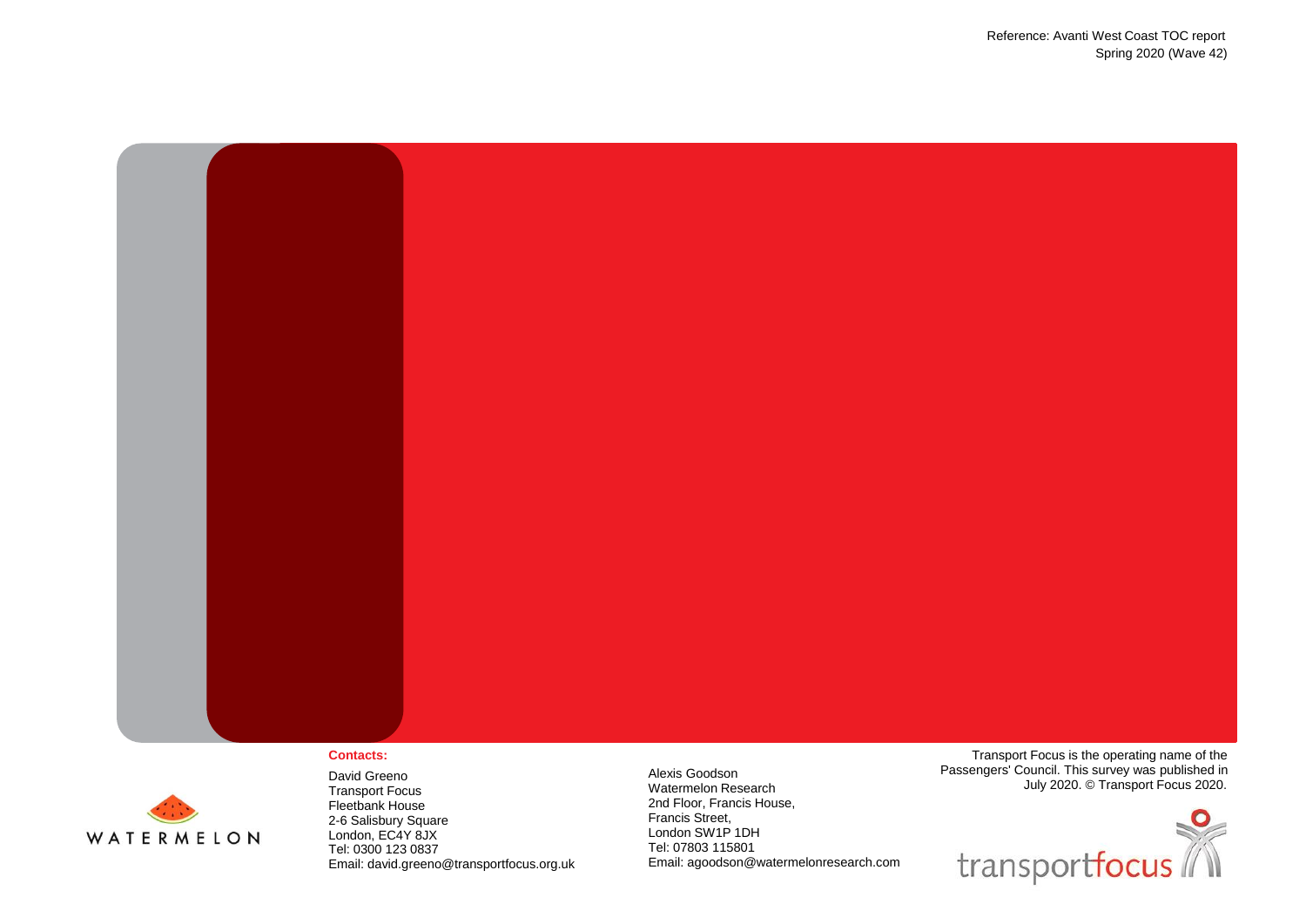Reference: Avanti West Coast TOC report
Spring 2020 (Wave 42)

**Contacts:**

David Greeno
Transport Focus
Fleetbank House
2-6 Salisbury Square
London, EC4Y 8JX
Tel: 0300 123 0837
Email: david.greeno@transportfocus.org.uk

Alexis Goodson
Watermelon Research
2nd Floor, Francis House,
Francis Street,
London SW1P 1DH
Tel: 07803 115801
Email: agoodson@watermelonresearch.com

Transport Focus is the operating name of the Passengers' Council. This survey was published in July 2020. © Transport Focus 2020.